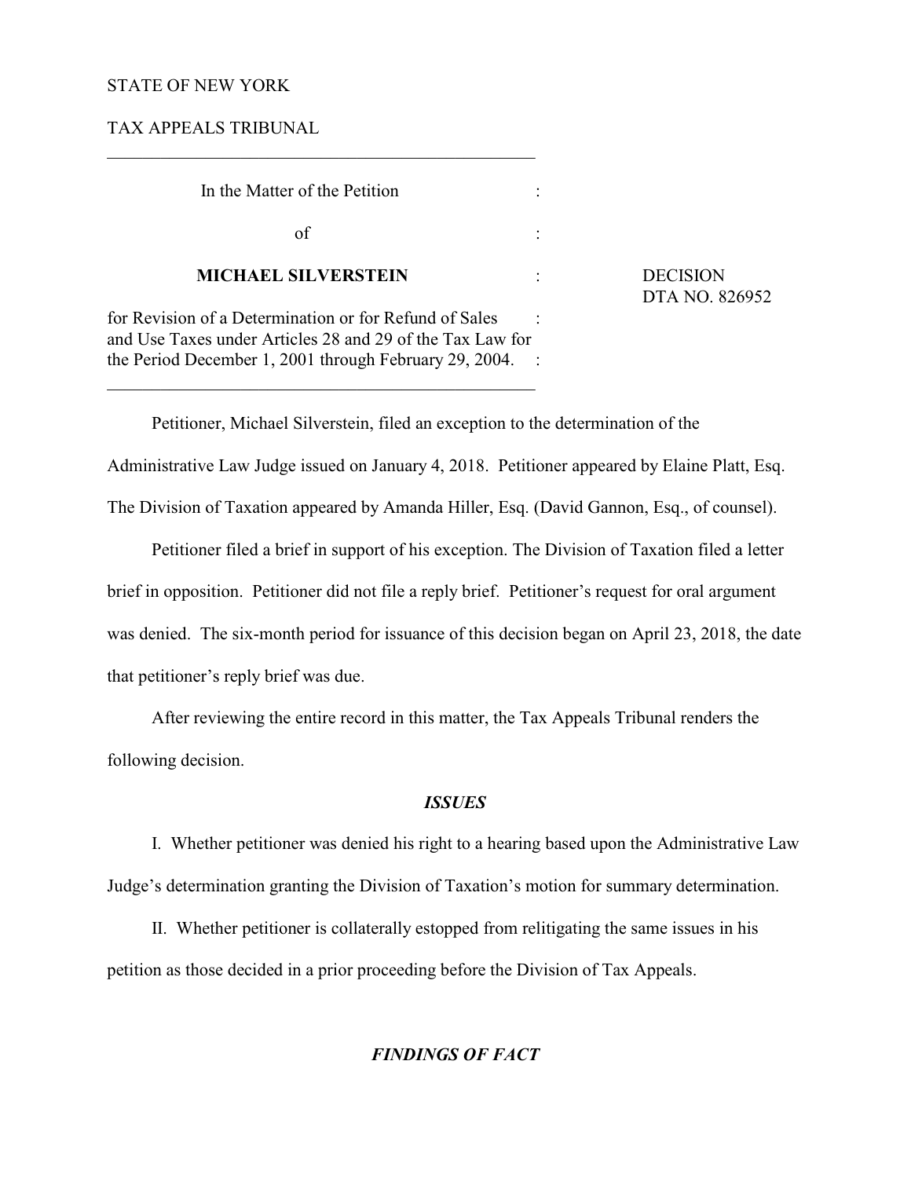STATE OF NEW YORK

TAX APPEALS TRIBUNAL

---

In the Matter of the Petition

of

**MICHAEL SILVERSTEIN**

for Revision of a Determination or for Refund of Sales and Use Taxes under Articles 28 and 29 of the Tax Law for the Period December 1, 2001 through February 29, 2004.

---

DECISION
DTA NO. 826952

Petitioner, Michael Silverstein, filed an exception to the determination of the Administrative Law Judge issued on January 4, 2018. Petitioner appeared by Elaine Platt, Esq. The Division of Taxation appeared by Amanda Hiller, Esq. (David Gannon, Esq., of counsel).

Petitioner filed a brief in support of his exception. The Division of Taxation filed a letter brief in opposition. Petitioner did not file a reply brief. Petitioner's request for oral argument was denied. The six-month period for issuance of this decision began on April 23, 2018, the date that petitioner's reply brief was due.

After reviewing the entire record in this matter, the Tax Appeals Tribunal renders the following decision.

## *ISSUES*

I. Whether petitioner was denied his right to a hearing based upon the Administrative Law Judge's determination granting the Division of Taxation's motion for summary determination.

II. Whether petitioner is collaterally estopped from relitigating the same issues in his petition as those decided in a prior proceeding before the Division of Tax Appeals.

## *FINDINGS OF FACT*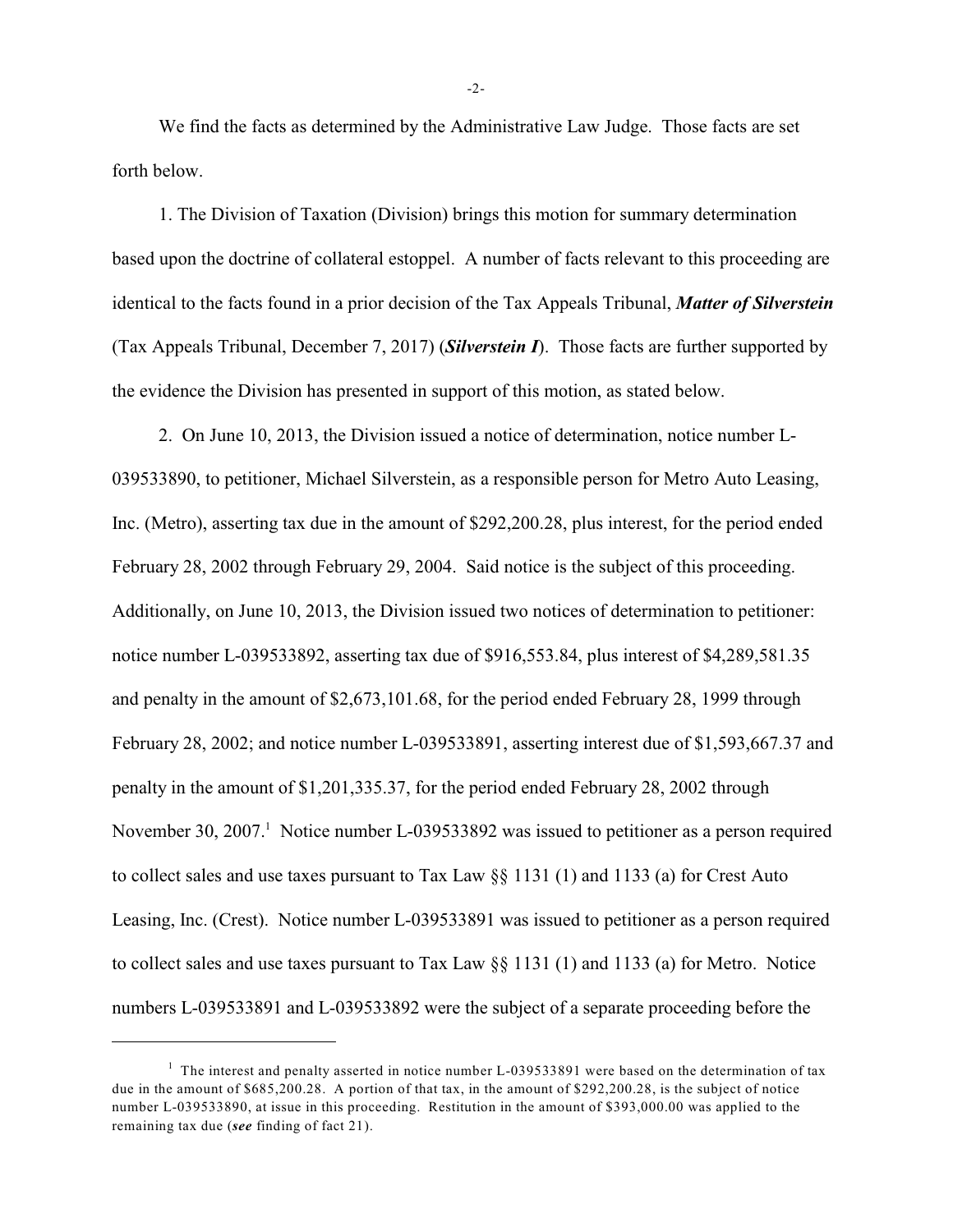We find the facts as determined by the Administrative Law Judge. Those facts are set forth below.

1. The Division of Taxation (Division) brings this motion for summary determination based upon the doctrine of collateral estoppel. A number of facts relevant to this proceeding are identical to the facts found in a prior decision of the Tax Appeals Tribunal, ***Matter of Silverstein*** (Tax Appeals Tribunal, December 7, 2017) (***Silverstein I***). Those facts are further supported by the evidence the Division has presented in support of this motion, as stated below.

2. On June 10, 2013, the Division issued a notice of determination, notice number L-039533890, to petitioner, Michael Silverstein, as a responsible person for Metro Auto Leasing, Inc. (Metro), asserting tax due in the amount of $292,200.28, plus interest, for the period ended February 28, 2002 through February 29, 2004. Said notice is the subject of this proceeding. Additionally, on June 10, 2013, the Division issued two notices of determination to petitioner: notice number L-039533892, asserting tax due of $916,553.84, plus interest of $4,289,581.35 and penalty in the amount of $2,673,101.68, for the period ended February 28, 1999 through February 28, 2002; and notice number L-039533891, asserting interest due of $1,593,667.37 and penalty in the amount of $1,201,335.37, for the period ended February 28, 2002 through November 30, 2007.[1] Notice number L-039533892 was issued to petitioner as a person required to collect sales and use taxes pursuant to Tax Law §§ 1131 (1) and 1133 (a) for Crest Auto Leasing, Inc. (Crest). Notice number L-039533891 was issued to petitioner as a person required to collect sales and use taxes pursuant to Tax Law §§ 1131 (1) and 1133 (a) for Metro. Notice numbers L-039533891 and L-039533892 were the subject of a separate proceeding before the

[1] The interest and penalty asserted in notice number L-039533891 were based on the determination of tax due in the amount of $685,200.28. A portion of that tax, in the amount of $292,200.28, is the subject of notice number L-039533890, at issue in this proceeding. Restitution in the amount of $393,000.00 was applied to the remaining tax due (***see*** finding of fact 21).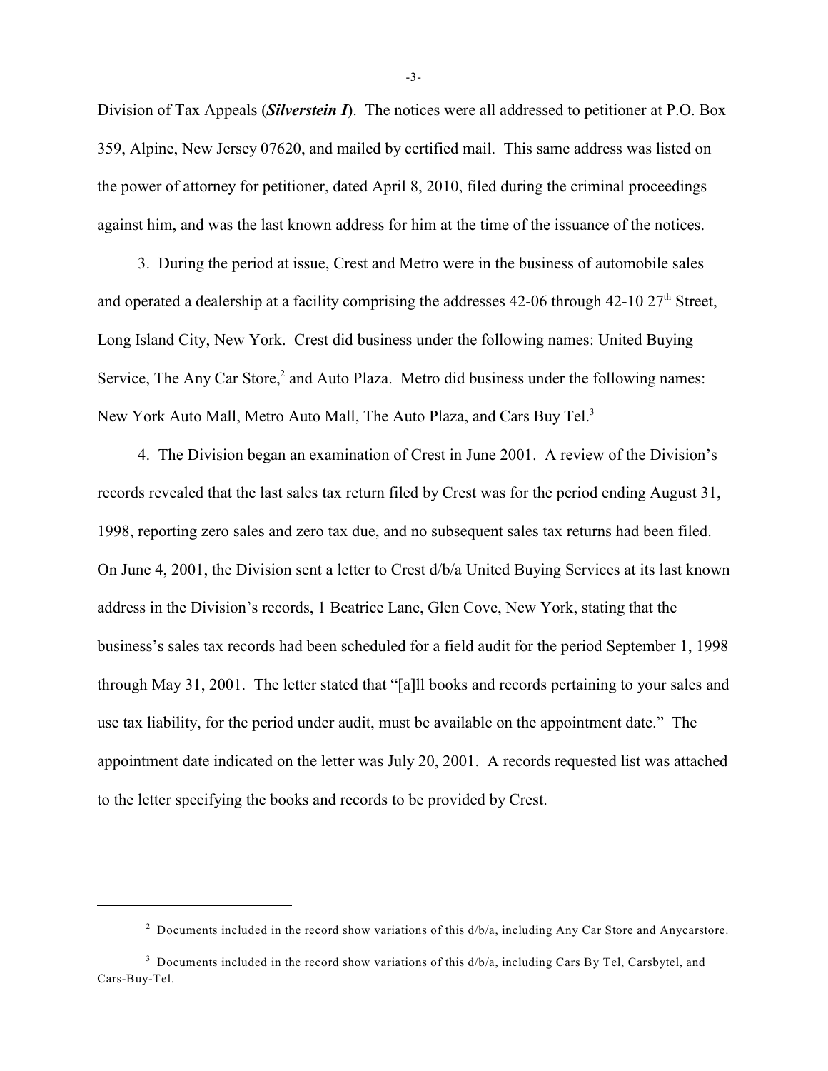Division of Tax Appeals (***Silverstein I***). The notices were all addressed to petitioner at P.O. Box 359, Alpine, New Jersey 07620, and mailed by certified mail. This same address was listed on the power of attorney for petitioner, dated April 8, 2010, filed during the criminal proceedings against him, and was the last known address for him at the time of the issuance of the notices.

3. During the period at issue, Crest and Metro were in the business of automobile sales and operated a dealership at a facility comprising the addresses 42-06 through 42-10 27th Street, Long Island City, New York. Crest did business under the following names: United Buying Service, The Any Car Store,[2] and Auto Plaza. Metro did business under the following names: New York Auto Mall, Metro Auto Mall, The Auto Plaza, and Cars Buy Tel.[3]

4. The Division began an examination of Crest in June 2001. A review of the Division's records revealed that the last sales tax return filed by Crest was for the period ending August 31, 1998, reporting zero sales and zero tax due, and no subsequent sales tax returns had been filed. On June 4, 2001, the Division sent a letter to Crest d/b/a United Buying Services at its last known address in the Division's records, 1 Beatrice Lane, Glen Cove, New York, stating that the business's sales tax records had been scheduled for a field audit for the period September 1, 1998 through May 31, 2001. The letter stated that "[a]ll books and records pertaining to your sales and use tax liability, for the period under audit, must be available on the appointment date." The appointment date indicated on the letter was July 20, 2001. A records requested list was attached to the letter specifying the books and records to be provided by Crest.

---

[2] Documents included in the record show variations of this d/b/a, including Any Car Store and Anycarstore.

[3] Documents included in the record show variations of this d/b/a, including Cars By Tel, Carsbytel, and Cars-Buy-Tel.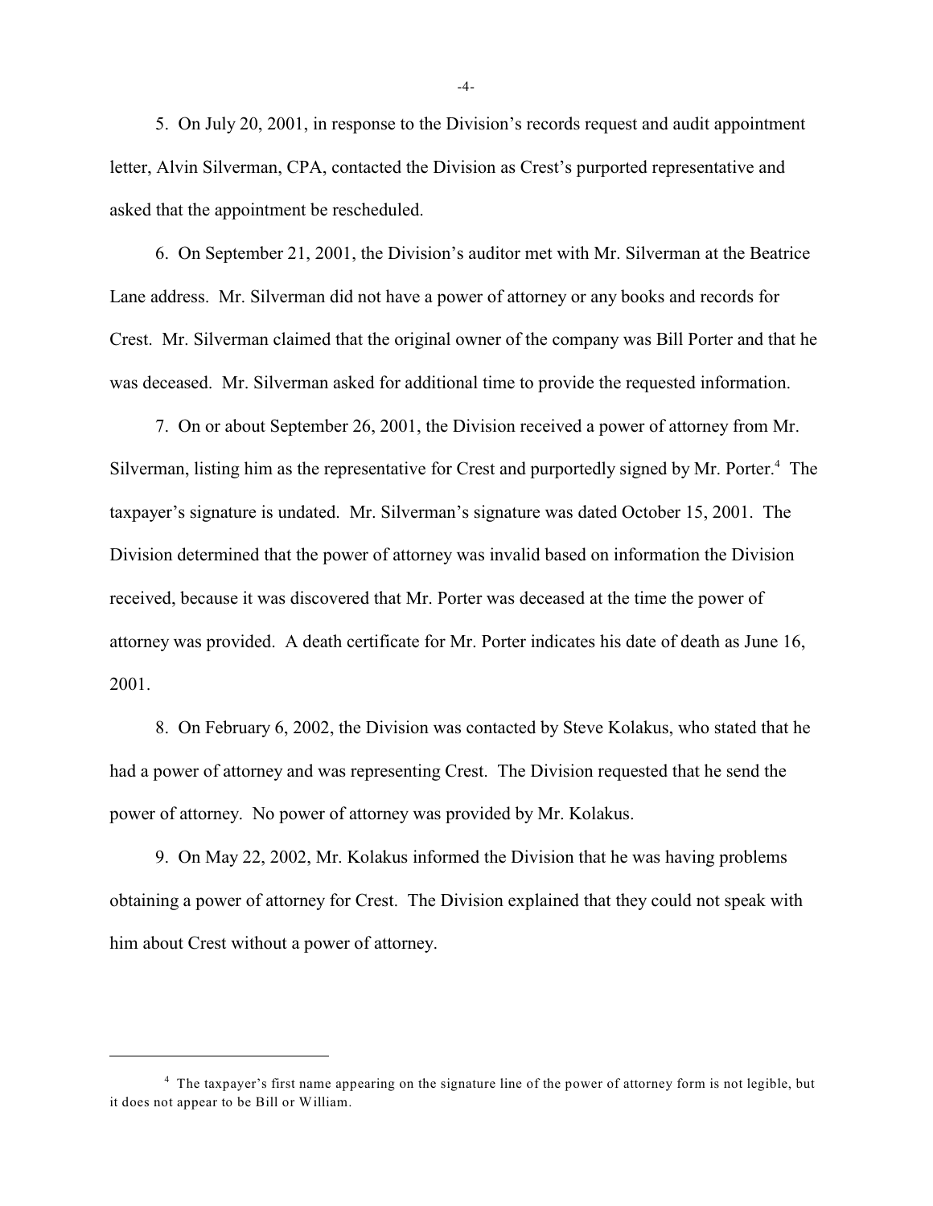5. On July 20, 2001, in response to the Division's records request and audit appointment letter, Alvin Silverman, CPA, contacted the Division as Crest's purported representative and asked that the appointment be rescheduled.

6. On September 21, 2001, the Division's auditor met with Mr. Silverman at the Beatrice Lane address. Mr. Silverman did not have a power of attorney or any books and records for Crest. Mr. Silverman claimed that the original owner of the company was Bill Porter and that he was deceased. Mr. Silverman asked for additional time to provide the requested information.

7. On or about September 26, 2001, the Division received a power of attorney from Mr. Silverman, listing him as the representative for Crest and purportedly signed by Mr. Porter.[4] The taxpayer's signature is undated. Mr. Silverman's signature was dated October 15, 2001. The Division determined that the power of attorney was invalid based on information the Division received, because it was discovered that Mr. Porter was deceased at the time the power of attorney was provided. A death certificate for Mr. Porter indicates his date of death as June 16, 2001.

8. On February 6, 2002, the Division was contacted by Steve Kolakus, who stated that he had a power of attorney and was representing Crest. The Division requested that he send the power of attorney. No power of attorney was provided by Mr. Kolakus.

9. On May 22, 2002, Mr. Kolakus informed the Division that he was having problems obtaining a power of attorney for Crest. The Division explained that they could not speak with him about Crest without a power of attorney.

---

[4] The taxpayer's first name appearing on the signature line of the power of attorney form is not legible, but it does not appear to be Bill or William.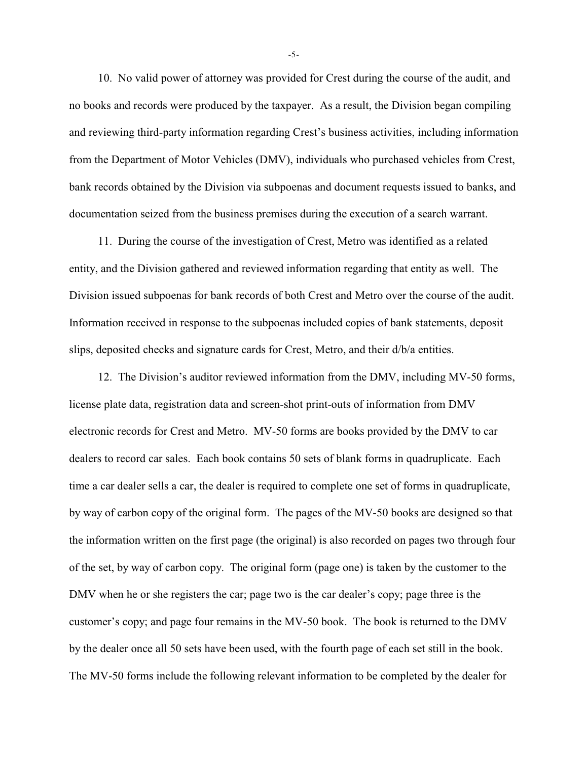10. No valid power of attorney was provided for Crest during the course of the audit, and no books and records were produced by the taxpayer. As a result, the Division began compiling and reviewing third-party information regarding Crest's business activities, including information from the Department of Motor Vehicles (DMV), individuals who purchased vehicles from Crest, bank records obtained by the Division via subpoenas and document requests issued to banks, and documentation seized from the business premises during the execution of a search warrant.

11. During the course of the investigation of Crest, Metro was identified as a related entity, and the Division gathered and reviewed information regarding that entity as well. The Division issued subpoenas for bank records of both Crest and Metro over the course of the audit. Information received in response to the subpoenas included copies of bank statements, deposit slips, deposited checks and signature cards for Crest, Metro, and their d/b/a entities.

12. The Division's auditor reviewed information from the DMV, including MV-50 forms, license plate data, registration data and screen-shot print-outs of information from DMV electronic records for Crest and Metro. MV-50 forms are books provided by the DMV to car dealers to record car sales. Each book contains 50 sets of blank forms in quadruplicate. Each time a car dealer sells a car, the dealer is required to complete one set of forms in quadruplicate, by way of carbon copy of the original form. The pages of the MV-50 books are designed so that the information written on the first page (the original) is also recorded on pages two through four of the set, by way of carbon copy. The original form (page one) is taken by the customer to the DMV when he or she registers the car; page two is the car dealer's copy; page three is the customer's copy; and page four remains in the MV-50 book. The book is returned to the DMV by the dealer once all 50 sets have been used, with the fourth page of each set still in the book. The MV-50 forms include the following relevant information to be completed by the dealer for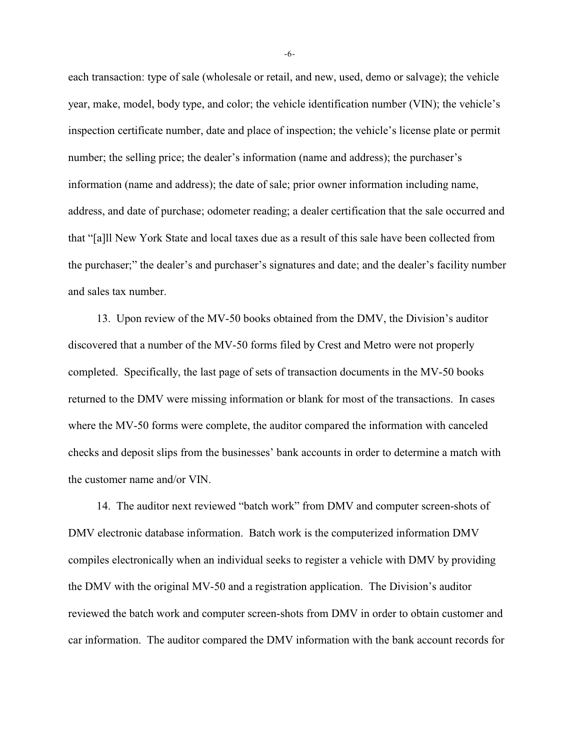each transaction: type of sale (wholesale or retail, and new, used, demo or salvage); the vehicle year, make, model, body type, and color; the vehicle identification number (VIN); the vehicle's inspection certificate number, date and place of inspection; the vehicle's license plate or permit number; the selling price; the dealer's information (name and address); the purchaser's information (name and address); the date of sale; prior owner information including name, address, and date of purchase; odometer reading; a dealer certification that the sale occurred and that "[a]ll New York State and local taxes due as a result of this sale have been collected from the purchaser;" the dealer's and purchaser's signatures and date; and the dealer's facility number and sales tax number.

13. Upon review of the MV-50 books obtained from the DMV, the Division's auditor discovered that a number of the MV-50 forms filed by Crest and Metro were not properly completed. Specifically, the last page of sets of transaction documents in the MV-50 books returned to the DMV were missing information or blank for most of the transactions. In cases where the MV-50 forms were complete, the auditor compared the information with canceled checks and deposit slips from the businesses' bank accounts in order to determine a match with the customer name and/or VIN.

14. The auditor next reviewed "batch work" from DMV and computer screen-shots of DMV electronic database information. Batch work is the computerized information DMV compiles electronically when an individual seeks to register a vehicle with DMV by providing the DMV with the original MV-50 and a registration application. The Division's auditor reviewed the batch work and computer screen-shots from DMV in order to obtain customer and car information. The auditor compared the DMV information with the bank account records for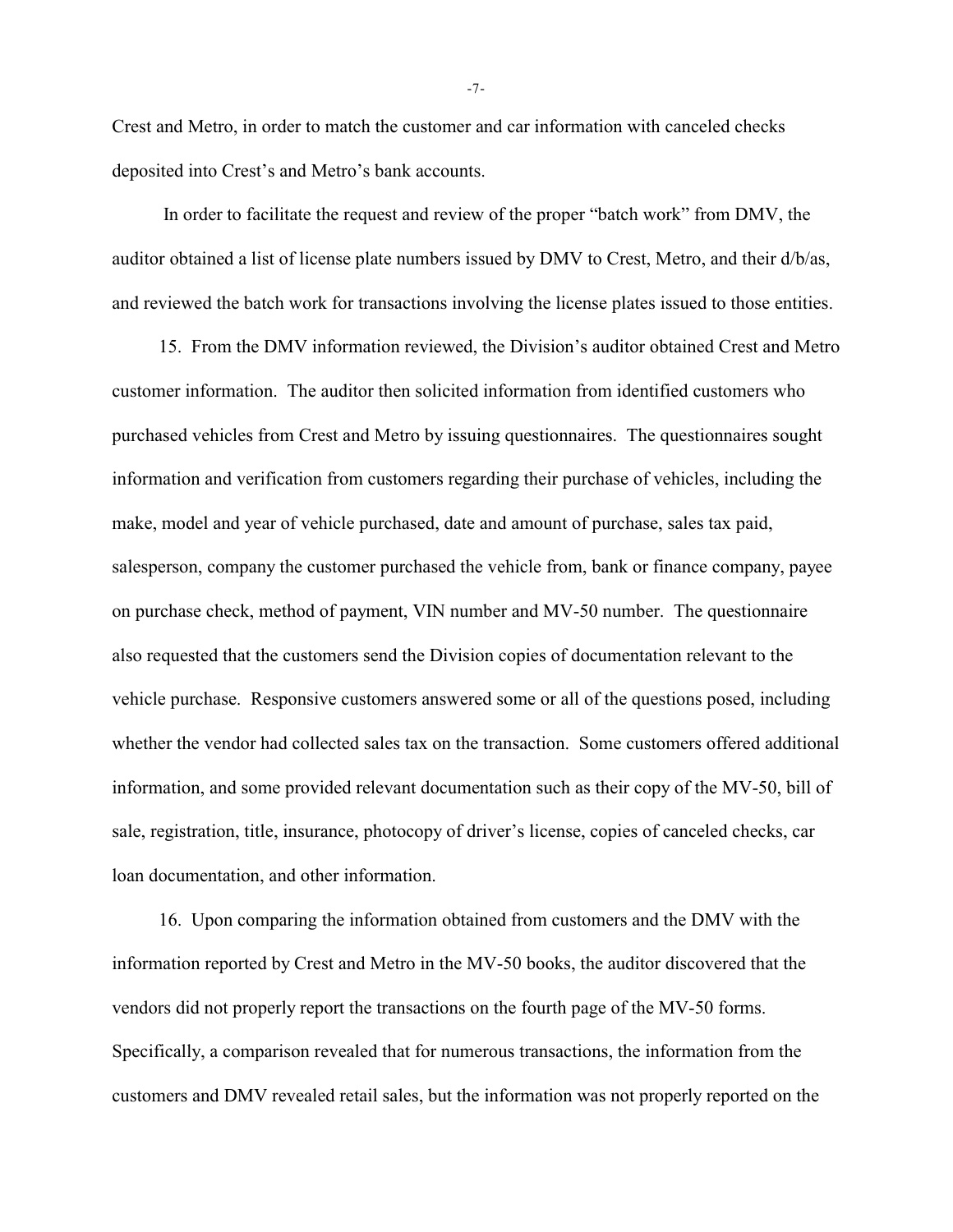Crest and Metro, in order to match the customer and car information with canceled checks deposited into Crest's and Metro's bank accounts.

In order to facilitate the request and review of the proper "batch work" from DMV, the auditor obtained a list of license plate numbers issued by DMV to Crest, Metro, and their d/b/as, and reviewed the batch work for transactions involving the license plates issued to those entities.

15. From the DMV information reviewed, the Division's auditor obtained Crest and Metro customer information. The auditor then solicited information from identified customers who purchased vehicles from Crest and Metro by issuing questionnaires. The questionnaires sought information and verification from customers regarding their purchase of vehicles, including the make, model and year of vehicle purchased, date and amount of purchase, sales tax paid, salesperson, company the customer purchased the vehicle from, bank or finance company, payee on purchase check, method of payment, VIN number and MV-50 number. The questionnaire also requested that the customers send the Division copies of documentation relevant to the vehicle purchase. Responsive customers answered some or all of the questions posed, including whether the vendor had collected sales tax on the transaction. Some customers offered additional information, and some provided relevant documentation such as their copy of the MV-50, bill of sale, registration, title, insurance, photocopy of driver's license, copies of canceled checks, car loan documentation, and other information.

16. Upon comparing the information obtained from customers and the DMV with the information reported by Crest and Metro in the MV-50 books, the auditor discovered that the vendors did not properly report the transactions on the fourth page of the MV-50 forms. Specifically, a comparison revealed that for numerous transactions, the information from the customers and DMV revealed retail sales, but the information was not properly reported on the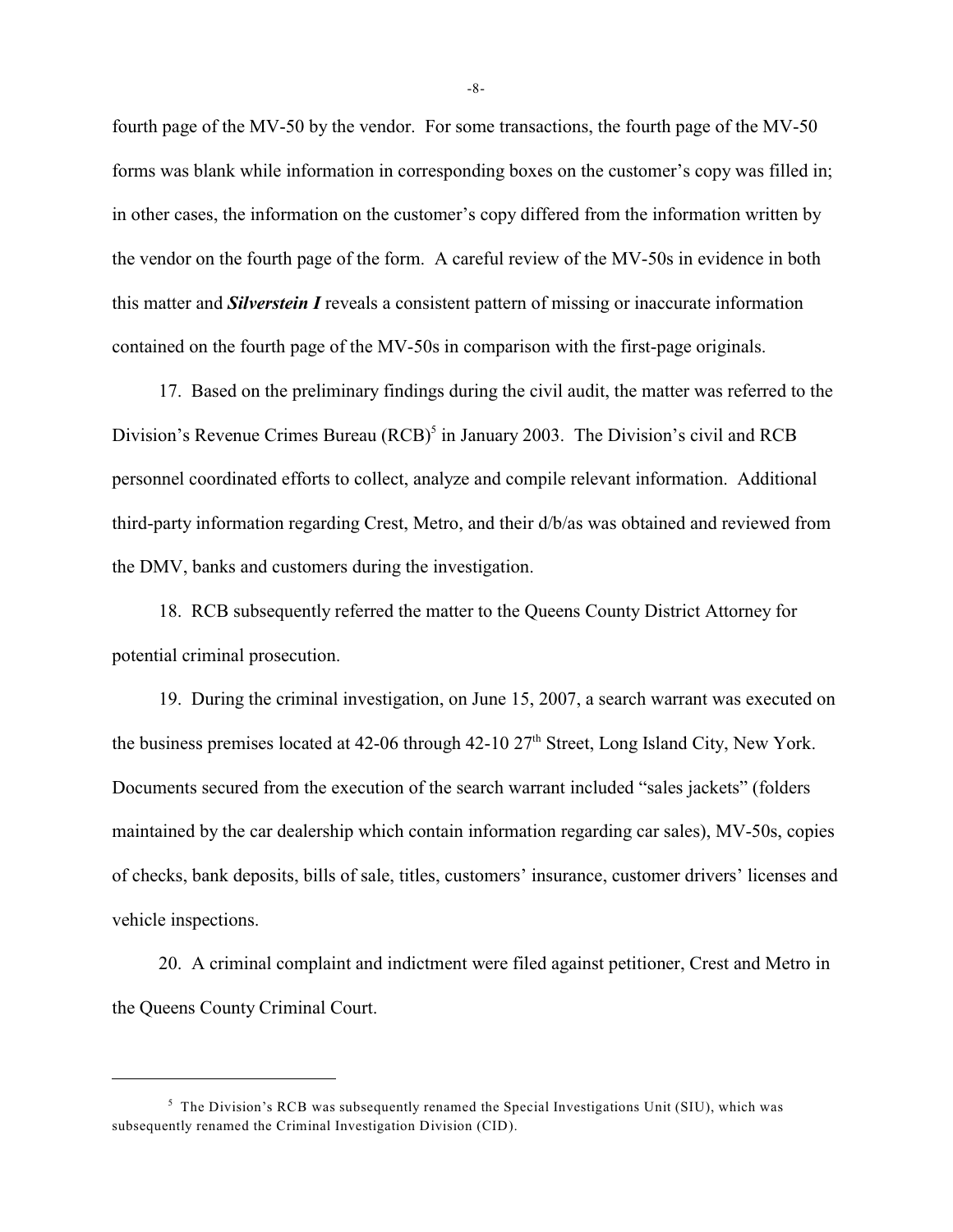fourth page of the MV-50 by the vendor. For some transactions, the fourth page of the MV-50 forms was blank while information in corresponding boxes on the customer's copy was filled in; in other cases, the information on the customer's copy differed from the information written by the vendor on the fourth page of the form. A careful review of the MV-50s in evidence in both this matter and ***Silverstein I*** reveals a consistent pattern of missing or inaccurate information contained on the fourth page of the MV-50s in comparison with the first-page originals.

17. Based on the preliminary findings during the civil audit, the matter was referred to the Division's Revenue Crimes Bureau (RCB)[5] in January 2003. The Division's civil and RCB personnel coordinated efforts to collect, analyze and compile relevant information. Additional third-party information regarding Crest, Metro, and their d/b/as was obtained and reviewed from the DMV, banks and customers during the investigation.

18. RCB subsequently referred the matter to the Queens County District Attorney for potential criminal prosecution.

19. During the criminal investigation, on June 15, 2007, a search warrant was executed on the business premises located at 42-06 through 42-10 27th Street, Long Island City, New York. Documents secured from the execution of the search warrant included "sales jackets" (folders maintained by the car dealership which contain information regarding car sales), MV-50s, copies of checks, bank deposits, bills of sale, titles, customers' insurance, customer drivers' licenses and vehicle inspections.

20. A criminal complaint and indictment were filed against petitioner, Crest and Metro in the Queens County Criminal Court.

---

[5] The Division's RCB was subsequently renamed the Special Investigations Unit (SIU), which was subsequently renamed the Criminal Investigation Division (CID).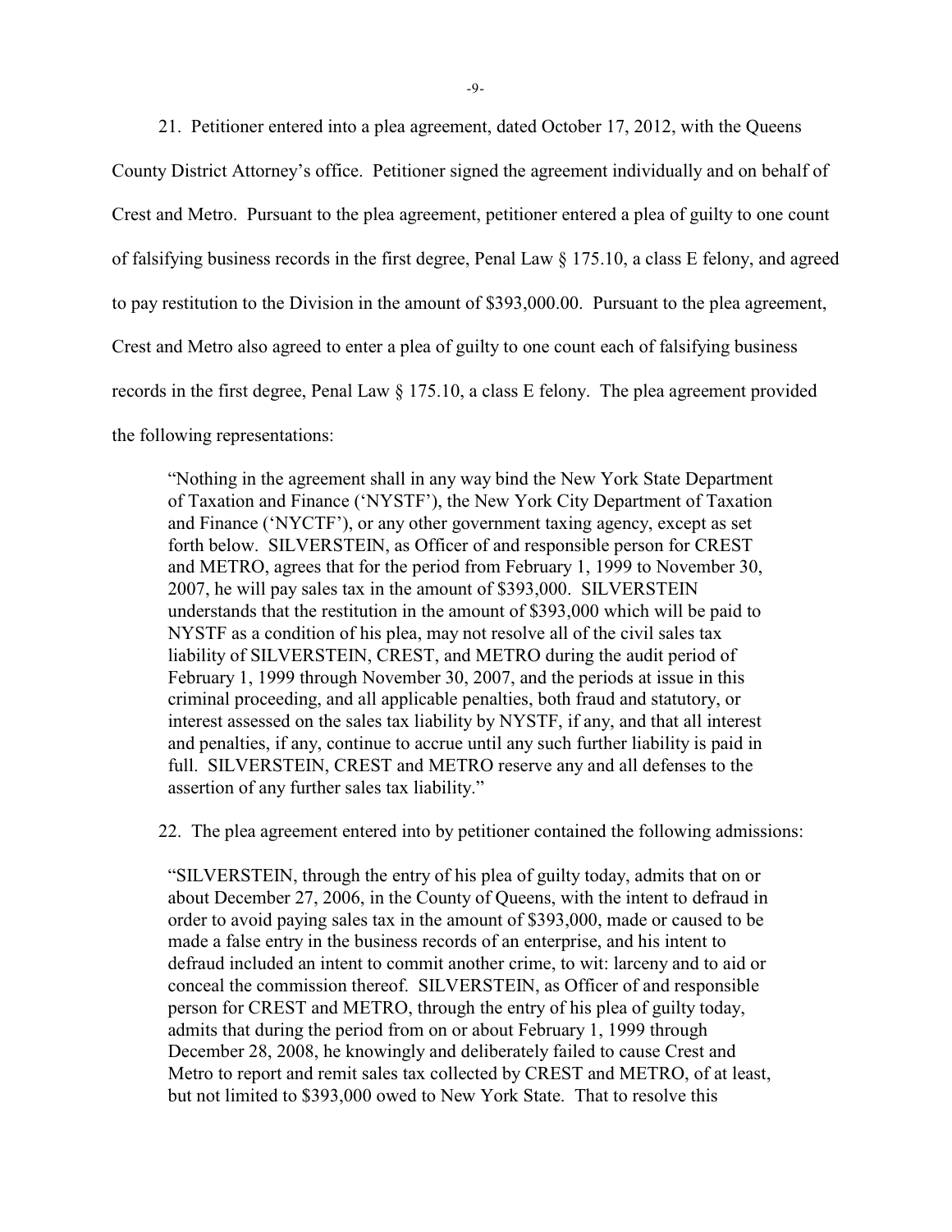21. Petitioner entered into a plea agreement, dated October 17, 2012, with the Queens County District Attorney's office. Petitioner signed the agreement individually and on behalf of Crest and Metro. Pursuant to the plea agreement, petitioner entered a plea of guilty to one count of falsifying business records in the first degree, Penal Law § 175.10, a class E felony, and agreed to pay restitution to the Division in the amount of $393,000.00. Pursuant to the plea agreement, Crest and Metro also agreed to enter a plea of guilty to one count each of falsifying business records in the first degree, Penal Law § 175.10, a class E felony. The plea agreement provided the following representations:

> "Nothing in the agreement shall in any way bind the New York State Department of Taxation and Finance ('NYSTF'), the New York City Department of Taxation and Finance ('NYCTF'), or any other government taxing agency, except as set forth below. SILVERSTEIN, as Officer of and responsible person for CREST and METRO, agrees that for the period from February 1, 1999 to November 30, 2007, he will pay sales tax in the amount of $393,000. SILVERSTEIN understands that the restitution in the amount of $393,000 which will be paid to NYSTF as a condition of his plea, may not resolve all of the civil sales tax liability of SILVERSTEIN, CREST, and METRO during the audit period of February 1, 1999 through November 30, 2007, and the periods at issue in this criminal proceeding, and all applicable penalties, both fraud and statutory, or interest assessed on the sales tax liability by NYSTF, if any, and that all interest and penalties, if any, continue to accrue until any such further liability is paid in full. SILVERSTEIN, CREST and METRO reserve any and all defenses to the assertion of any further sales tax liability."

22. The plea agreement entered into by petitioner contained the following admissions:

> "SILVERSTEIN, through the entry of his plea of guilty today, admits that on or about December 27, 2006, in the County of Queens, with the intent to defraud in order to avoid paying sales tax in the amount of $393,000, made or caused to be made a false entry in the business records of an enterprise, and his intent to defraud included an intent to commit another crime, to wit: larceny and to aid or conceal the commission thereof. SILVERSTEIN, as Officer of and responsible person for CREST and METRO, through the entry of his plea of guilty today, admits that during the period from on or about February 1, 1999 through December 28, 2008, he knowingly and deliberately failed to cause Crest and Metro to report and remit sales tax collected by CREST and METRO, of at least, but not limited to $393,000 owed to New York State. That to resolve this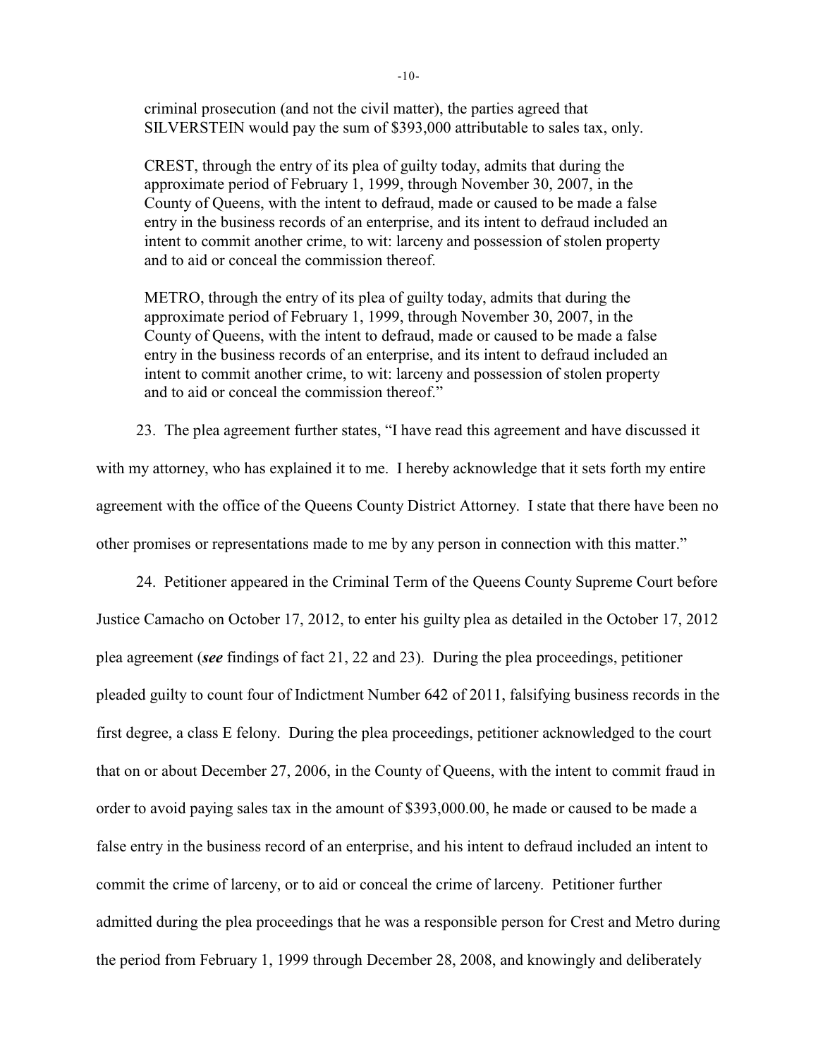criminal prosecution (and not the civil matter), the parties agreed that SILVERSTEIN would pay the sum of $393,000 attributable to sales tax, only.

> CREST, through the entry of its plea of guilty today, admits that during the approximate period of February 1, 1999, through November 30, 2007, in the County of Queens, with the intent to defraud, made or caused to be made a false entry in the business records of an enterprise, and its intent to defraud included an intent to commit another crime, to wit: larceny and possession of stolen property and to aid or conceal the commission thereof.
>
> METRO, through the entry of its plea of guilty today, admits that during the approximate period of February 1, 1999, through November 30, 2007, in the County of Queens, with the intent to defraud, made or caused to be made a false entry in the business records of an enterprise, and its intent to defraud included an intent to commit another crime, to wit: larceny and possession of stolen property and to aid or conceal the commission thereof."

23. The plea agreement further states, "I have read this agreement and have discussed it with my attorney, who has explained it to me. I hereby acknowledge that it sets forth my entire agreement with the office of the Queens County District Attorney. I state that there have been no other promises or representations made to me by any person in connection with this matter."

24. Petitioner appeared in the Criminal Term of the Queens County Supreme Court before Justice Camacho on October 17, 2012, to enter his guilty plea as detailed in the October 17, 2012 plea agreement (***see*** findings of fact 21, 22 and 23). During the plea proceedings, petitioner pleaded guilty to count four of Indictment Number 642 of 2011, falsifying business records in the first degree, a class E felony. During the plea proceedings, petitioner acknowledged to the court that on or about December 27, 2006, in the County of Queens, with the intent to commit fraud in order to avoid paying sales tax in the amount of $393,000.00, he made or caused to be made a false entry in the business record of an enterprise, and his intent to defraud included an intent to commit the crime of larceny, or to aid or conceal the crime of larceny. Petitioner further admitted during the plea proceedings that he was a responsible person for Crest and Metro during the period from February 1, 1999 through December 28, 2008, and knowingly and deliberately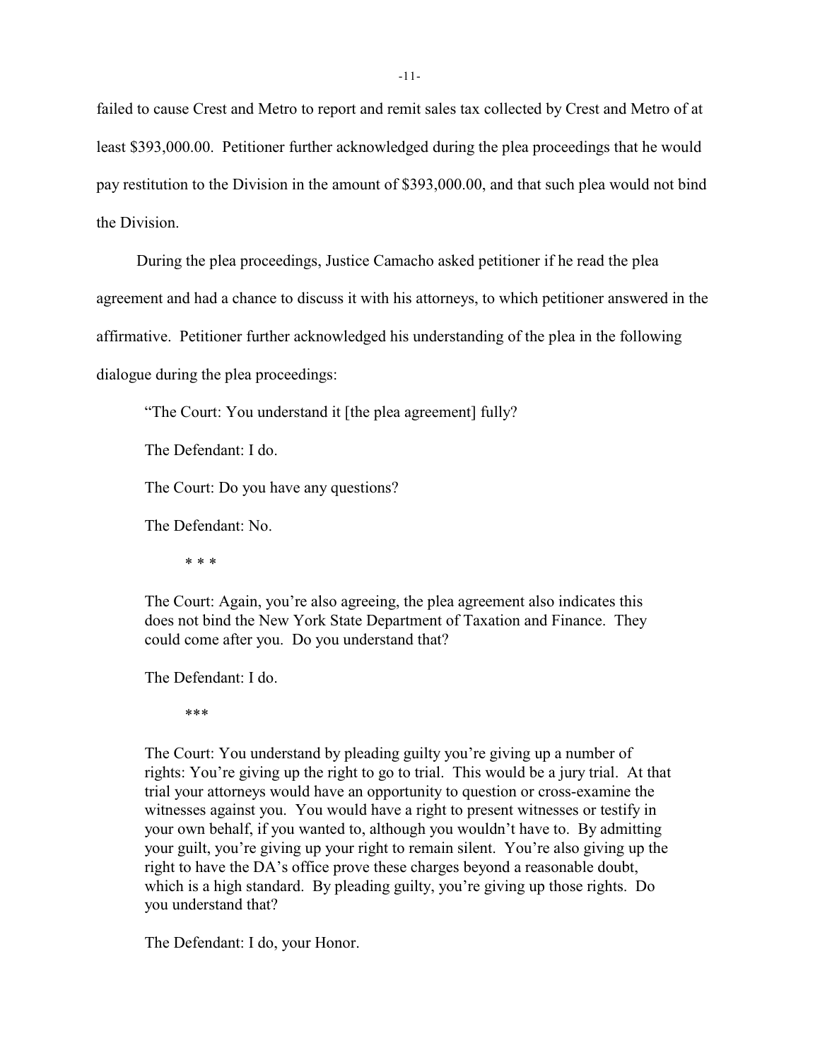failed to cause Crest and Metro to report and remit sales tax collected by Crest and Metro of at least $393,000.00. Petitioner further acknowledged during the plea proceedings that he would pay restitution to the Division in the amount of $393,000.00, and that such plea would not bind the Division.

During the plea proceedings, Justice Camacho asked petitioner if he read the plea agreement and had a chance to discuss it with his attorneys, to which petitioner answered in the affirmative. Petitioner further acknowledged his understanding of the plea in the following dialogue during the plea proceedings:

> "The Court: You understand it [the plea agreement] fully?
>
> The Defendant: I do.
>
> The Court: Do you have any questions?
>
> The Defendant: No.
>
> \* \* \*
>
> The Court: Again, you're also agreeing, the plea agreement also indicates this does not bind the New York State Department of Taxation and Finance. They could come after you. Do you understand that?
>
> The Defendant: I do.
>
> \*\*\*
>
> The Court: You understand by pleading guilty you're giving up a number of rights: You're giving up the right to go to trial. This would be a jury trial. At that trial your attorneys would have an opportunity to question or cross-examine the witnesses against you. You would have a right to present witnesses or testify in your own behalf, if you wanted to, although you wouldn't have to. By admitting your guilt, you're giving up your right to remain silent. You're also giving up the right to have the DA's office prove these charges beyond a reasonable doubt, which is a high standard. By pleading guilty, you're giving up those rights. Do you understand that?
>
> The Defendant: I do, your Honor.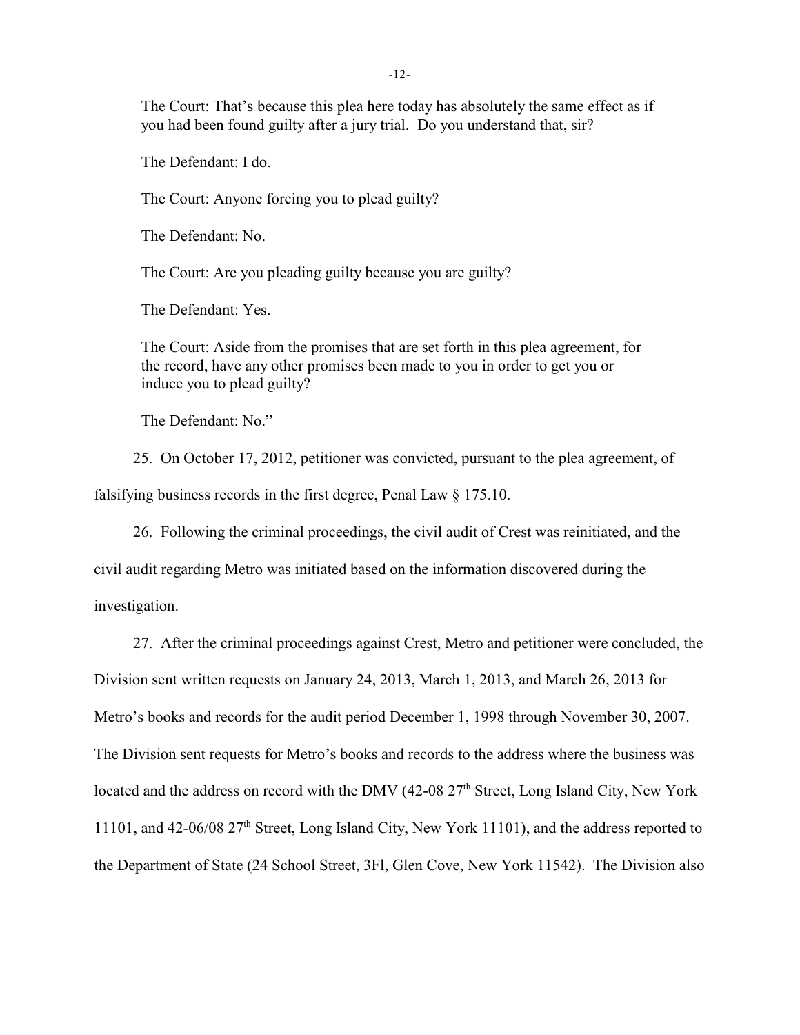The Court: That's because this plea here today has absolutely the same effect as if you had been found guilty after a jury trial. Do you understand that, sir?

The Defendant: I do.

The Court: Anyone forcing you to plead guilty?

The Defendant: No.

The Court: Are you pleading guilty because you are guilty?

The Defendant: Yes.

The Court: Aside from the promises that are set forth in this plea agreement, for the record, have any other promises been made to you in order to get you or induce you to plead guilty?

The Defendant: No."

25. On October 17, 2012, petitioner was convicted, pursuant to the plea agreement, of falsifying business records in the first degree, Penal Law § 175.10.

26. Following the criminal proceedings, the civil audit of Crest was reinitiated, and the civil audit regarding Metro was initiated based on the information discovered during the investigation.

27. After the criminal proceedings against Crest, Metro and petitioner were concluded, the Division sent written requests on January 24, 2013, March 1, 2013, and March 26, 2013 for Metro's books and records for the audit period December 1, 1998 through November 30, 2007. The Division sent requests for Metro's books and records to the address where the business was located and the address on record with the DMV (42-08 27th Street, Long Island City, New York 11101, and 42-06/08 27th Street, Long Island City, New York 11101), and the address reported to the Department of State (24 School Street, 3Fl, Glen Cove, New York 11542). The Division also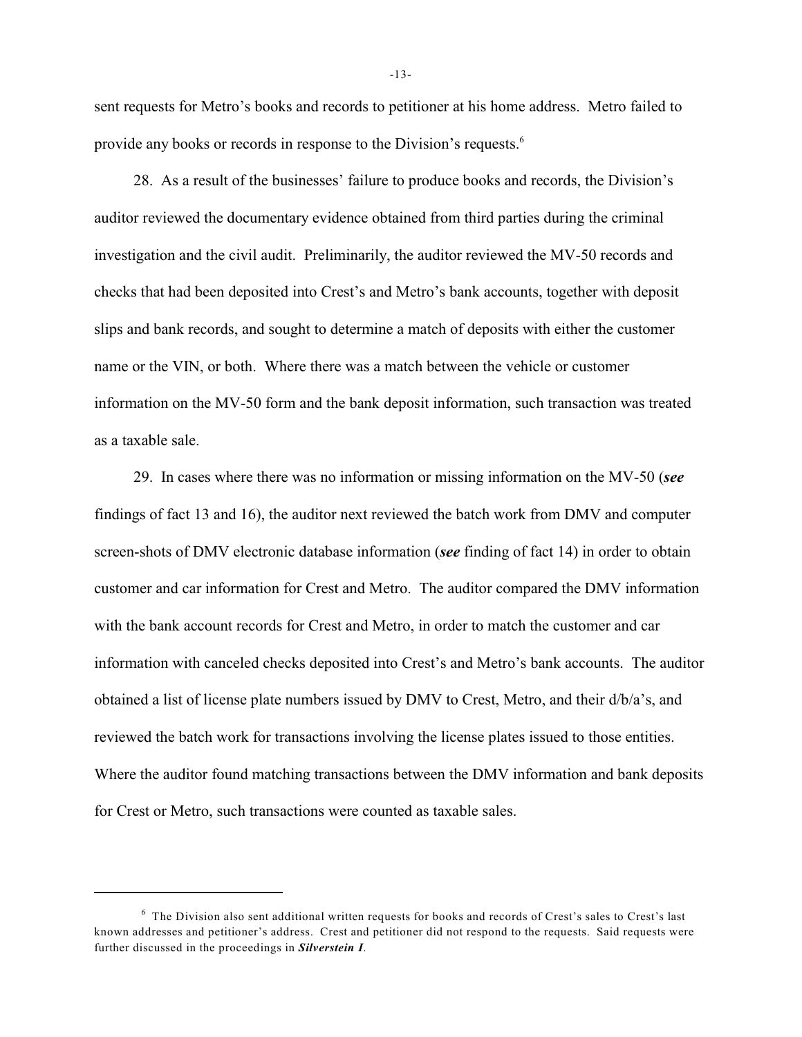sent requests for Metro's books and records to petitioner at his home address. Metro failed to provide any books or records in response to the Division's requests.[6]

28. As a result of the businesses' failure to produce books and records, the Division's auditor reviewed the documentary evidence obtained from third parties during the criminal investigation and the civil audit. Preliminarily, the auditor reviewed the MV-50 records and checks that had been deposited into Crest's and Metro's bank accounts, together with deposit slips and bank records, and sought to determine a match of deposits with either the customer name or the VIN, or both. Where there was a match between the vehicle or customer information on the MV-50 form and the bank deposit information, such transaction was treated as a taxable sale.

29. In cases where there was no information or missing information on the MV-50 (***see*** findings of fact 13 and 16), the auditor next reviewed the batch work from DMV and computer screen-shots of DMV electronic database information (***see*** finding of fact 14) in order to obtain customer and car information for Crest and Metro. The auditor compared the DMV information with the bank account records for Crest and Metro, in order to match the customer and car information with canceled checks deposited into Crest's and Metro's bank accounts. The auditor obtained a list of license plate numbers issued by DMV to Crest, Metro, and their d/b/a's, and reviewed the batch work for transactions involving the license plates issued to those entities. Where the auditor found matching transactions between the DMV information and bank deposits for Crest or Metro, such transactions were counted as taxable sales.

---

[6] The Division also sent additional written requests for books and records of Crest's sales to Crest's last known addresses and petitioner's address. Crest and petitioner did not respond to the requests. Said requests were further discussed in the proceedings in ***Silverstein I***.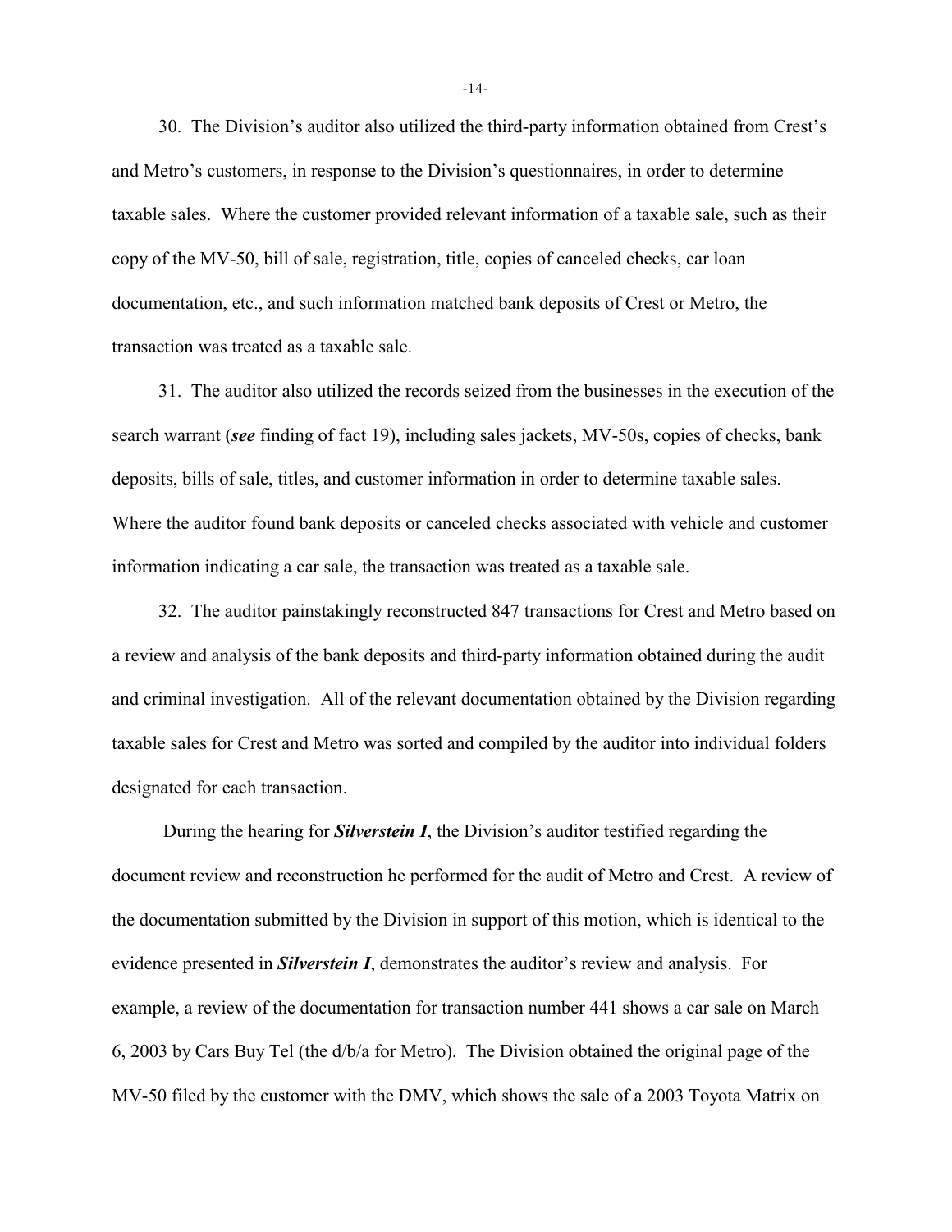30. The Division's auditor also utilized the third-party information obtained from Crest's and Metro's customers, in response to the Division's questionnaires, in order to determine taxable sales. Where the customer provided relevant information of a taxable sale, such as their copy of the MV-50, bill of sale, registration, title, copies of canceled checks, car loan documentation, etc., and such information matched bank deposits of Crest or Metro, the transaction was treated as a taxable sale.

31. The auditor also utilized the records seized from the businesses in the execution of the search warrant (***see*** finding of fact 19), including sales jackets, MV-50s, copies of checks, bank deposits, bills of sale, titles, and customer information in order to determine taxable sales. Where the auditor found bank deposits or canceled checks associated with vehicle and customer information indicating a car sale, the transaction was treated as a taxable sale.

32. The auditor painstakingly reconstructed 847 transactions for Crest and Metro based on a review and analysis of the bank deposits and third-party information obtained during the audit and criminal investigation. All of the relevant documentation obtained by the Division regarding taxable sales for Crest and Metro was sorted and compiled by the auditor into individual folders designated for each transaction.

During the hearing for ***Silverstein I***, the Division's auditor testified regarding the document review and reconstruction he performed for the audit of Metro and Crest. A review of the documentation submitted by the Division in support of this motion, which is identical to the evidence presented in ***Silverstein I***, demonstrates the auditor's review and analysis. For example, a review of the documentation for transaction number 441 shows a car sale on March 6, 2003 by Cars Buy Tel (the d/b/a for Metro). The Division obtained the original page of the MV-50 filed by the customer with the DMV, which shows the sale of a 2003 Toyota Matrix on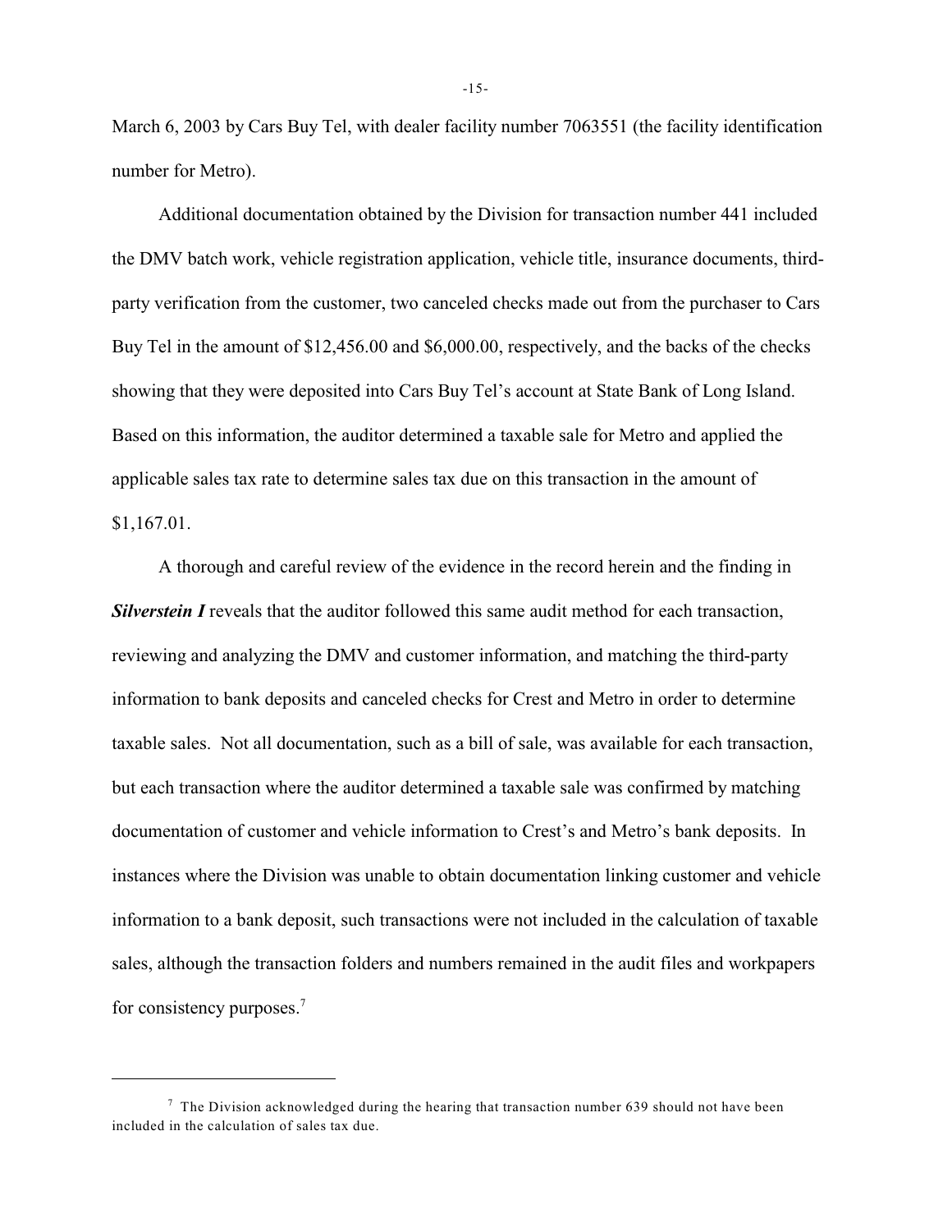March 6, 2003 by Cars Buy Tel, with dealer facility number 7063551 (the facility identification number for Metro).

Additional documentation obtained by the Division for transaction number 441 included the DMV batch work, vehicle registration application, vehicle title, insurance documents, third-party verification from the customer, two canceled checks made out from the purchaser to Cars Buy Tel in the amount of $12,456.00 and $6,000.00, respectively, and the backs of the checks showing that they were deposited into Cars Buy Tel's account at State Bank of Long Island. Based on this information, the auditor determined a taxable sale for Metro and applied the applicable sales tax rate to determine sales tax due on this transaction in the amount of $1,167.01.

A thorough and careful review of the evidence in the record herein and the finding in ***Silverstein I*** reveals that the auditor followed this same audit method for each transaction, reviewing and analyzing the DMV and customer information, and matching the third-party information to bank deposits and canceled checks for Crest and Metro in order to determine taxable sales. Not all documentation, such as a bill of sale, was available for each transaction, but each transaction where the auditor determined a taxable sale was confirmed by matching documentation of customer and vehicle information to Crest's and Metro's bank deposits. In instances where the Division was unable to obtain documentation linking customer and vehicle information to a bank deposit, such transactions were not included in the calculation of taxable sales, although the transaction folders and numbers remained in the audit files and workpapers for consistency purposes.[7]

---

[7] The Division acknowledged during the hearing that transaction number 639 should not have been included in the calculation of sales tax due.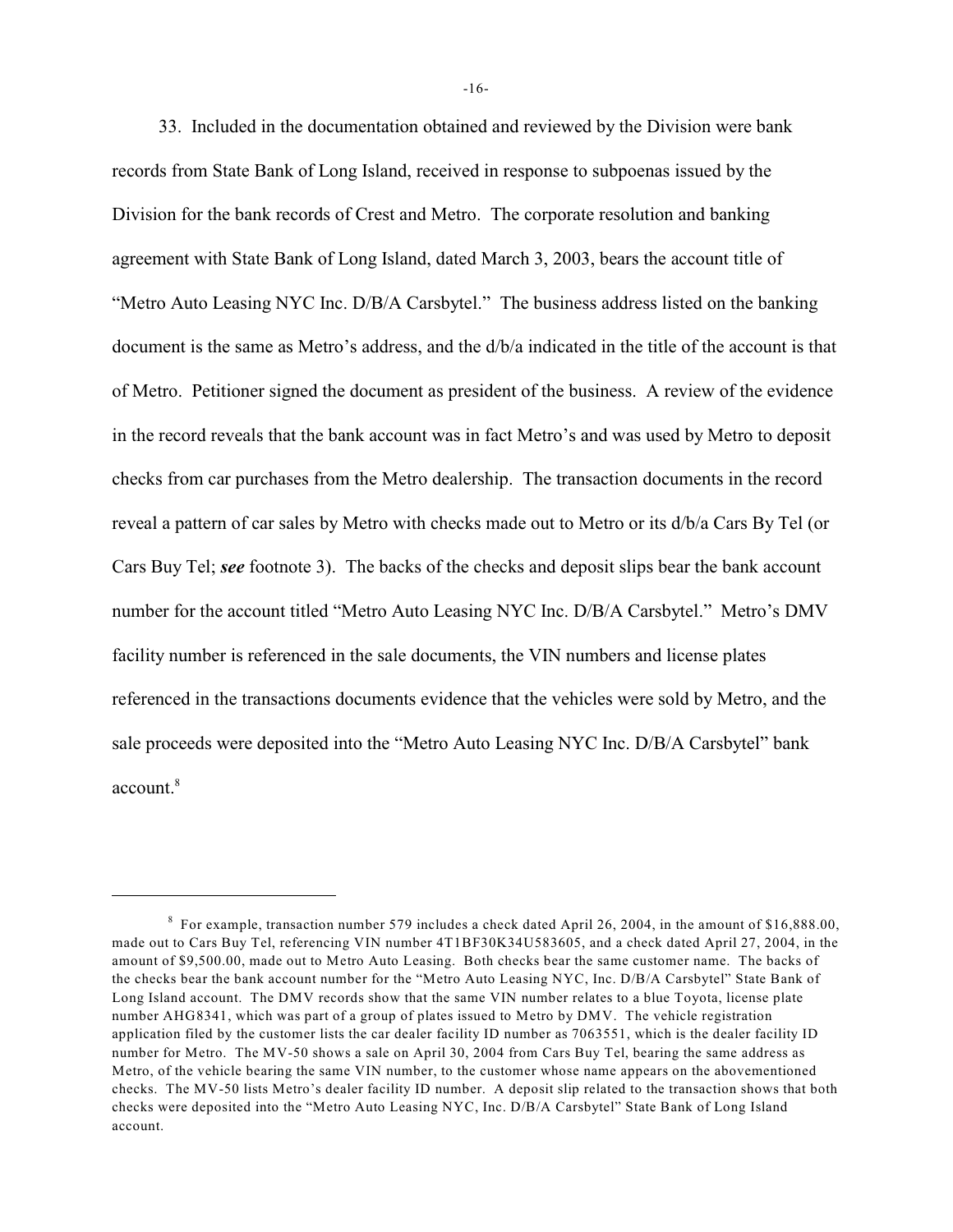33. Included in the documentation obtained and reviewed by the Division were bank records from State Bank of Long Island, received in response to subpoenas issued by the Division for the bank records of Crest and Metro. The corporate resolution and banking agreement with State Bank of Long Island, dated March 3, 2003, bears the account title of "Metro Auto Leasing NYC Inc. D/B/A Carsbytel." The business address listed on the banking document is the same as Metro's address, and the d/b/a indicated in the title of the account is that of Metro. Petitioner signed the document as president of the business. A review of the evidence in the record reveals that the bank account was in fact Metro's and was used by Metro to deposit checks from car purchases from the Metro dealership. The transaction documents in the record reveal a pattern of car sales by Metro with checks made out to Metro or its d/b/a Cars By Tel (or Cars Buy Tel; ***see*** footnote 3). The backs of the checks and deposit slips bear the bank account number for the account titled "Metro Auto Leasing NYC Inc. D/B/A Carsbytel." Metro's DMV facility number is referenced in the sale documents, the VIN numbers and license plates referenced in the transactions documents evidence that the vehicles were sold by Metro, and the sale proceeds were deposited into the "Metro Auto Leasing NYC Inc. D/B/A Carsbytel" bank account.[8]

---

[8] For example, transaction number 579 includes a check dated April 26, 2004, in the amount of $16,888.00, made out to Cars Buy Tel, referencing VIN number 4T1BF30K34U583605, and a check dated April 27, 2004, in the amount of $9,500.00, made out to Metro Auto Leasing. Both checks bear the same customer name. The backs of the checks bear the bank account number for the "Metro Auto Leasing NYC, Inc. D/B/A Carsbytel" State Bank of Long Island account. The DMV records show that the same VIN number relates to a blue Toyota, license plate number AHG8341, which was part of a group of plates issued to Metro by DMV. The vehicle registration application filed by the customer lists the car dealer facility ID number as 7063551, which is the dealer facility ID number for Metro. The MV-50 shows a sale on April 30, 2004 from Cars Buy Tel, bearing the same address as Metro, of the vehicle bearing the same VIN number, to the customer whose name appears on the abovementioned checks. The MV-50 lists Metro's dealer facility ID number. A deposit slip related to the transaction shows that both checks were deposited into the "Metro Auto Leasing NYC, Inc. D/B/A Carsbytel" State Bank of Long Island account.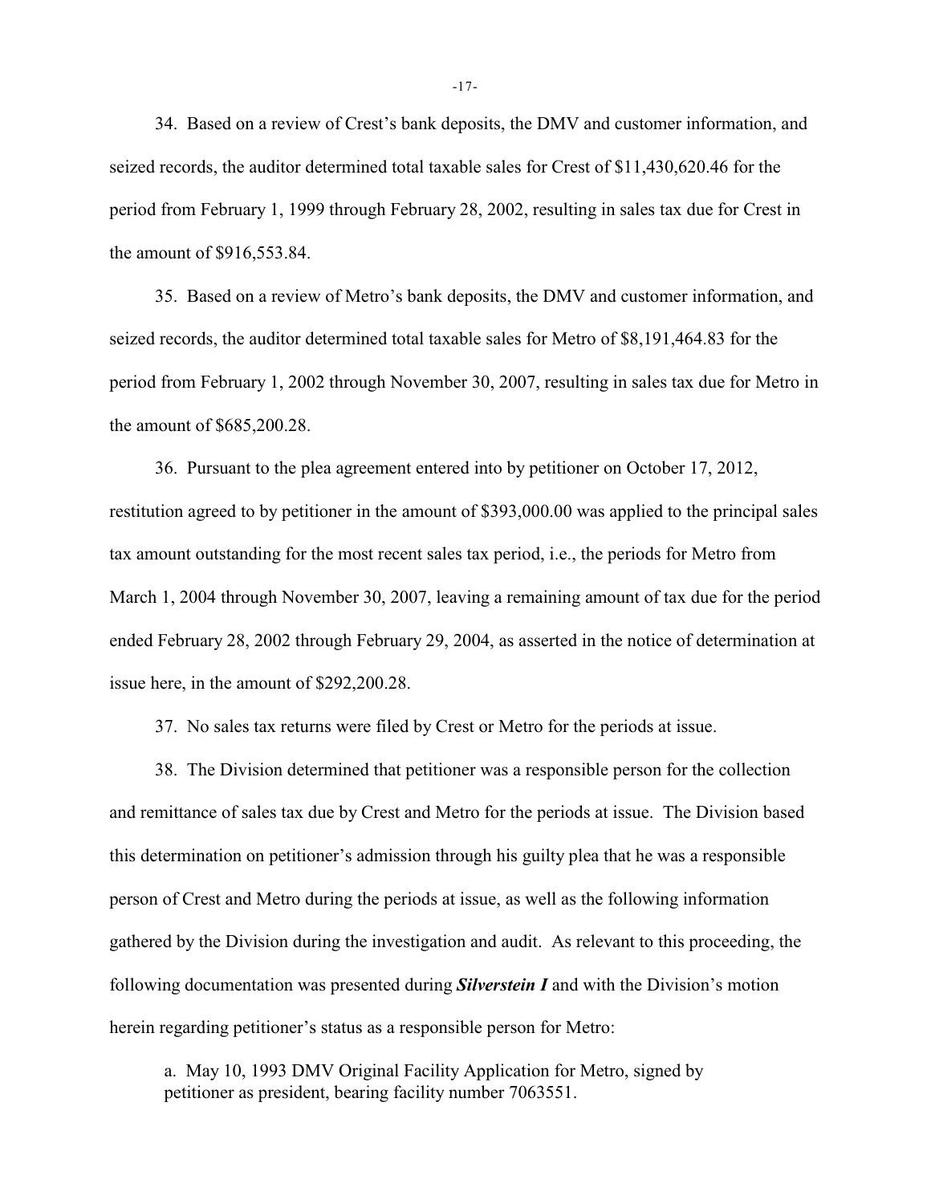34. Based on a review of Crest's bank deposits, the DMV and customer information, and seized records, the auditor determined total taxable sales for Crest of $11,430,620.46 for the period from February 1, 1999 through February 28, 2002, resulting in sales tax due for Crest in the amount of $916,553.84.

35. Based on a review of Metro's bank deposits, the DMV and customer information, and seized records, the auditor determined total taxable sales for Metro of $8,191,464.83 for the period from February 1, 2002 through November 30, 2007, resulting in sales tax due for Metro in the amount of $685,200.28.

36. Pursuant to the plea agreement entered into by petitioner on October 17, 2012, restitution agreed to by petitioner in the amount of $393,000.00 was applied to the principal sales tax amount outstanding for the most recent sales tax period, i.e., the periods for Metro from March 1, 2004 through November 30, 2007, leaving a remaining amount of tax due for the period ended February 28, 2002 through February 29, 2004, as asserted in the notice of determination at issue here, in the amount of $292,200.28.

37. No sales tax returns were filed by Crest or Metro for the periods at issue.

38. The Division determined that petitioner was a responsible person for the collection and remittance of sales tax due by Crest and Metro for the periods at issue. The Division based this determination on petitioner's admission through his guilty plea that he was a responsible person of Crest and Metro during the periods at issue, as well as the following information gathered by the Division during the investigation and audit. As relevant to this proceeding, the following documentation was presented during ***Silverstein I*** and with the Division's motion herein regarding petitioner's status as a responsible person for Metro:

a. May 10, 1993 DMV Original Facility Application for Metro, signed by petitioner as president, bearing facility number 7063551.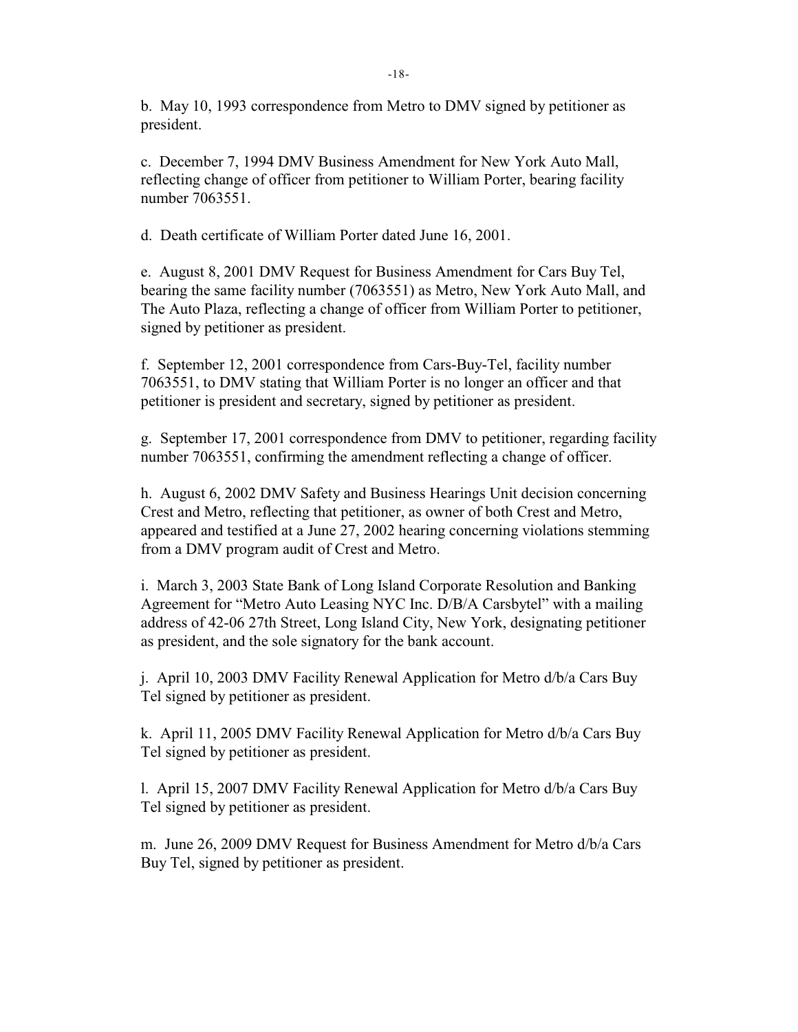b. May 10, 1993 correspondence from Metro to DMV signed by petitioner as president.

c. December 7, 1994 DMV Business Amendment for New York Auto Mall, reflecting change of officer from petitioner to William Porter, bearing facility number 7063551.

d. Death certificate of William Porter dated June 16, 2001.

e. August 8, 2001 DMV Request for Business Amendment for Cars Buy Tel, bearing the same facility number (7063551) as Metro, New York Auto Mall, and The Auto Plaza, reflecting a change of officer from William Porter to petitioner, signed by petitioner as president.

f. September 12, 2001 correspondence from Cars-Buy-Tel, facility number 7063551, to DMV stating that William Porter is no longer an officer and that petitioner is president and secretary, signed by petitioner as president.

g. September 17, 2001 correspondence from DMV to petitioner, regarding facility number 7063551, confirming the amendment reflecting a change of officer.

h. August 6, 2002 DMV Safety and Business Hearings Unit decision concerning Crest and Metro, reflecting that petitioner, as owner of both Crest and Metro, appeared and testified at a June 27, 2002 hearing concerning violations stemming from a DMV program audit of Crest and Metro.

i. March 3, 2003 State Bank of Long Island Corporate Resolution and Banking Agreement for "Metro Auto Leasing NYC Inc. D/B/A Carsbytel" with a mailing address of 42-06 27th Street, Long Island City, New York, designating petitioner as president, and the sole signatory for the bank account.

j. April 10, 2003 DMV Facility Renewal Application for Metro d/b/a Cars Buy Tel signed by petitioner as president.

k. April 11, 2005 DMV Facility Renewal Application for Metro d/b/a Cars Buy Tel signed by petitioner as president.

l. April 15, 2007 DMV Facility Renewal Application for Metro d/b/a Cars Buy Tel signed by petitioner as president.

m. June 26, 2009 DMV Request for Business Amendment for Metro d/b/a Cars Buy Tel, signed by petitioner as president.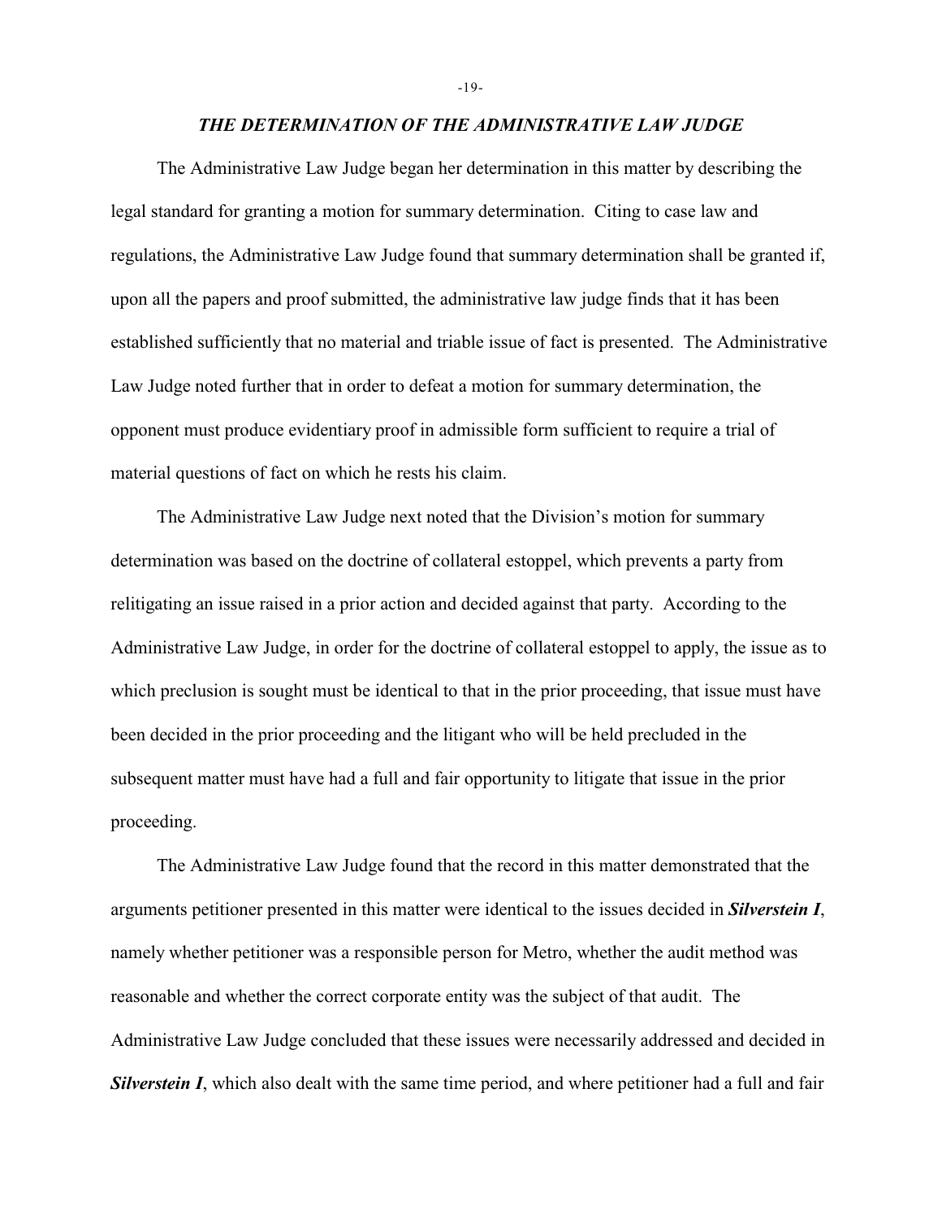### *THE DETERMINATION OF THE ADMINISTRATIVE LAW JUDGE*

The Administrative Law Judge began her determination in this matter by describing the legal standard for granting a motion for summary determination. Citing to case law and regulations, the Administrative Law Judge found that summary determination shall be granted if, upon all the papers and proof submitted, the administrative law judge finds that it has been established sufficiently that no material and triable issue of fact is presented. The Administrative Law Judge noted further that in order to defeat a motion for summary determination, the opponent must produce evidentiary proof in admissible form sufficient to require a trial of material questions of fact on which he rests his claim.

The Administrative Law Judge next noted that the Division's motion for summary determination was based on the doctrine of collateral estoppel, which prevents a party from relitigating an issue raised in a prior action and decided against that party. According to the Administrative Law Judge, in order for the doctrine of collateral estoppel to apply, the issue as to which preclusion is sought must be identical to that in the prior proceeding, that issue must have been decided in the prior proceeding and the litigant who will be held precluded in the subsequent matter must have had a full and fair opportunity to litigate that issue in the prior proceeding.

The Administrative Law Judge found that the record in this matter demonstrated that the arguments petitioner presented in this matter were identical to the issues decided in ***Silverstein I***, namely whether petitioner was a responsible person for Metro, whether the audit method was reasonable and whether the correct corporate entity was the subject of that audit. The Administrative Law Judge concluded that these issues were necessarily addressed and decided in ***Silverstein I***, which also dealt with the same time period, and where petitioner had a full and fair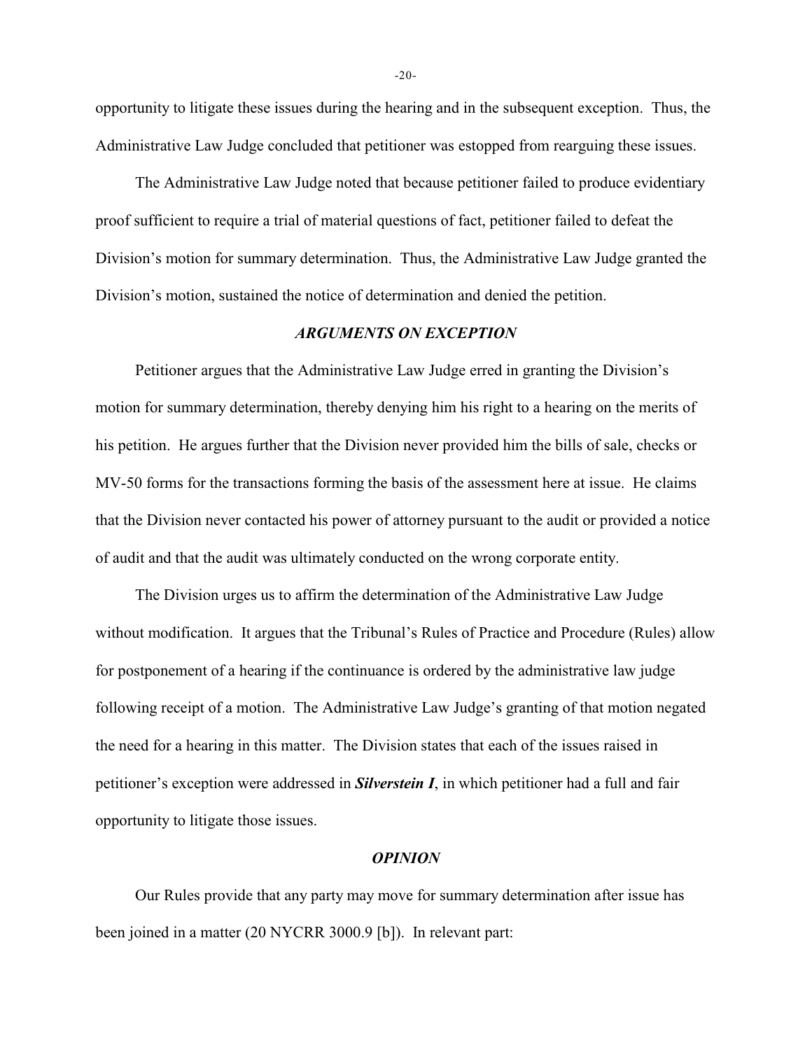opportunity to litigate these issues during the hearing and in the subsequent exception. Thus, the Administrative Law Judge concluded that petitioner was estopped from rearguing these issues.

The Administrative Law Judge noted that because petitioner failed to produce evidentiary proof sufficient to require a trial of material questions of fact, petitioner failed to defeat the Division's motion for summary determination. Thus, the Administrative Law Judge granted the Division's motion, sustained the notice of determination and denied the petition.

### *ARGUMENTS ON EXCEPTION*

Petitioner argues that the Administrative Law Judge erred in granting the Division's motion for summary determination, thereby denying him his right to a hearing on the merits of his petition. He argues further that the Division never provided him the bills of sale, checks or MV-50 forms for the transactions forming the basis of the assessment here at issue. He claims that the Division never contacted his power of attorney pursuant to the audit or provided a notice of audit and that the audit was ultimately conducted on the wrong corporate entity.

The Division urges us to affirm the determination of the Administrative Law Judge without modification. It argues that the Tribunal's Rules of Practice and Procedure (Rules) allow for postponement of a hearing if the continuance is ordered by the administrative law judge following receipt of a motion. The Administrative Law Judge's granting of that motion negated the need for a hearing in this matter. The Division states that each of the issues raised in petitioner's exception were addressed in ***Silverstein I***, in which petitioner had a full and fair opportunity to litigate those issues.

### *OPINION*

Our Rules provide that any party may move for summary determination after issue has been joined in a matter (20 NYCRR 3000.9 [b]). In relevant part: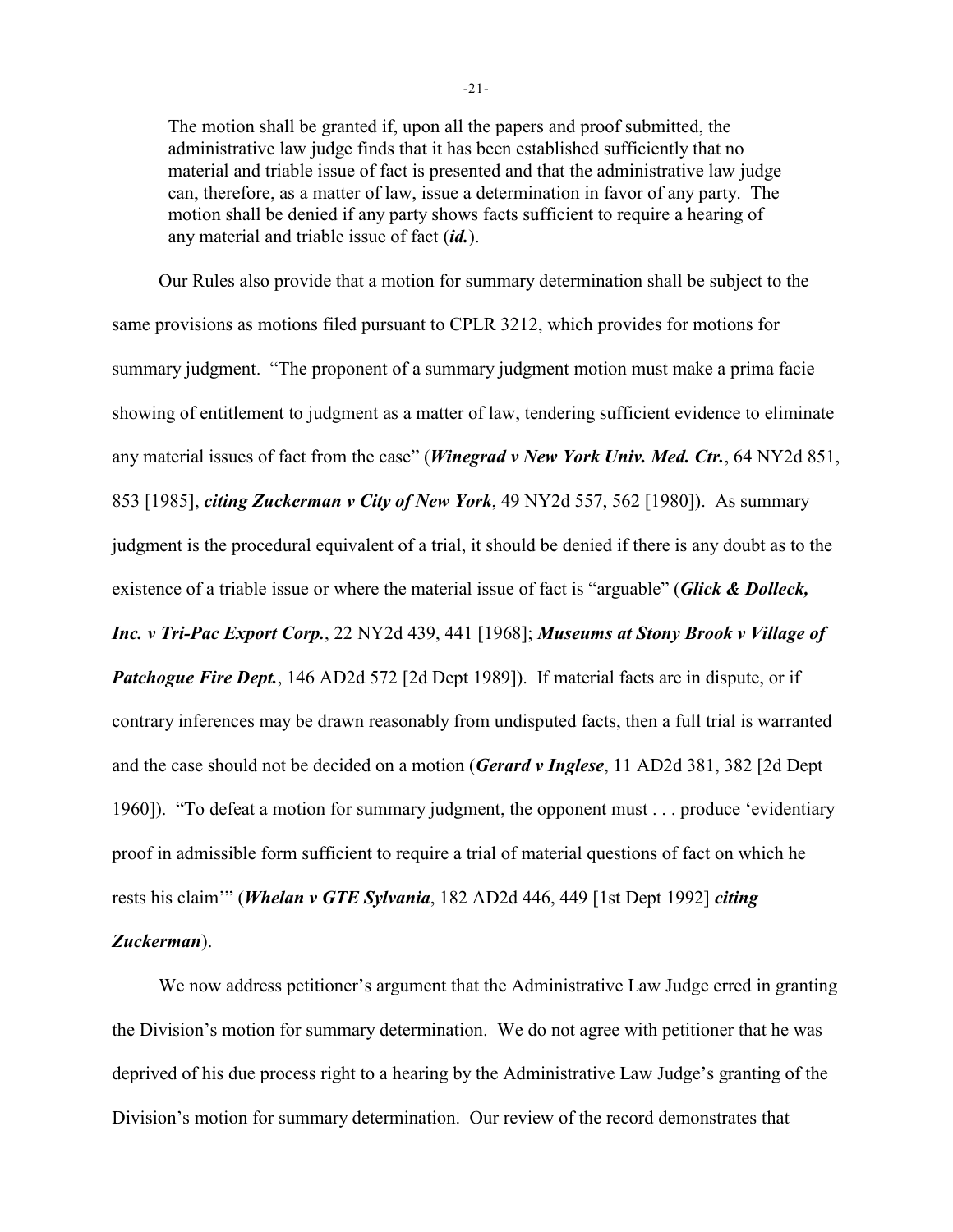> The motion shall be granted if, upon all the papers and proof submitted, the administrative law judge finds that it has been established sufficiently that no material and triable issue of fact is presented and that the administrative law judge can, therefore, as a matter of law, issue a determination in favor of any party. The motion shall be denied if any party shows facts sufficient to require a hearing of any material and triable issue of fact (***id.***).

Our Rules also provide that a motion for summary determination shall be subject to the same provisions as motions filed pursuant to CPLR 3212, which provides for motions for summary judgment. "The proponent of a summary judgment motion must make a prima facie showing of entitlement to judgment as a matter of law, tendering sufficient evidence to eliminate any material issues of fact from the case" (***Winegrad v New York Univ. Med. Ctr.***, 64 NY2d 851, 853 [1985], ***citing Zuckerman v City of New York***, 49 NY2d 557, 562 [1980]). As summary judgment is the procedural equivalent of a trial, it should be denied if there is any doubt as to the existence of a triable issue or where the material issue of fact is "arguable" (***Glick & Dolleck, Inc. v Tri-Pac Export Corp.***, 22 NY2d 439, 441 [1968]; ***Museums at Stony Brook v Village of Patchogue Fire Dept.***, 146 AD2d 572 [2d Dept 1989]). If material facts are in dispute, or if contrary inferences may be drawn reasonably from undisputed facts, then a full trial is warranted and the case should not be decided on a motion (***Gerard v Inglese***, 11 AD2d 381, 382 [2d Dept 1960]). "To defeat a motion for summary judgment, the opponent must . . . produce 'evidentiary proof in admissible form sufficient to require a trial of material questions of fact on which he rests his claim'" (***Whelan v GTE Sylvania***, 182 AD2d 446, 449 [1st Dept 1992] ***citing Zuckerman***).

We now address petitioner's argument that the Administrative Law Judge erred in granting the Division's motion for summary determination. We do not agree with petitioner that he was deprived of his due process right to a hearing by the Administrative Law Judge's granting of the Division's motion for summary determination. Our review of the record demonstrates that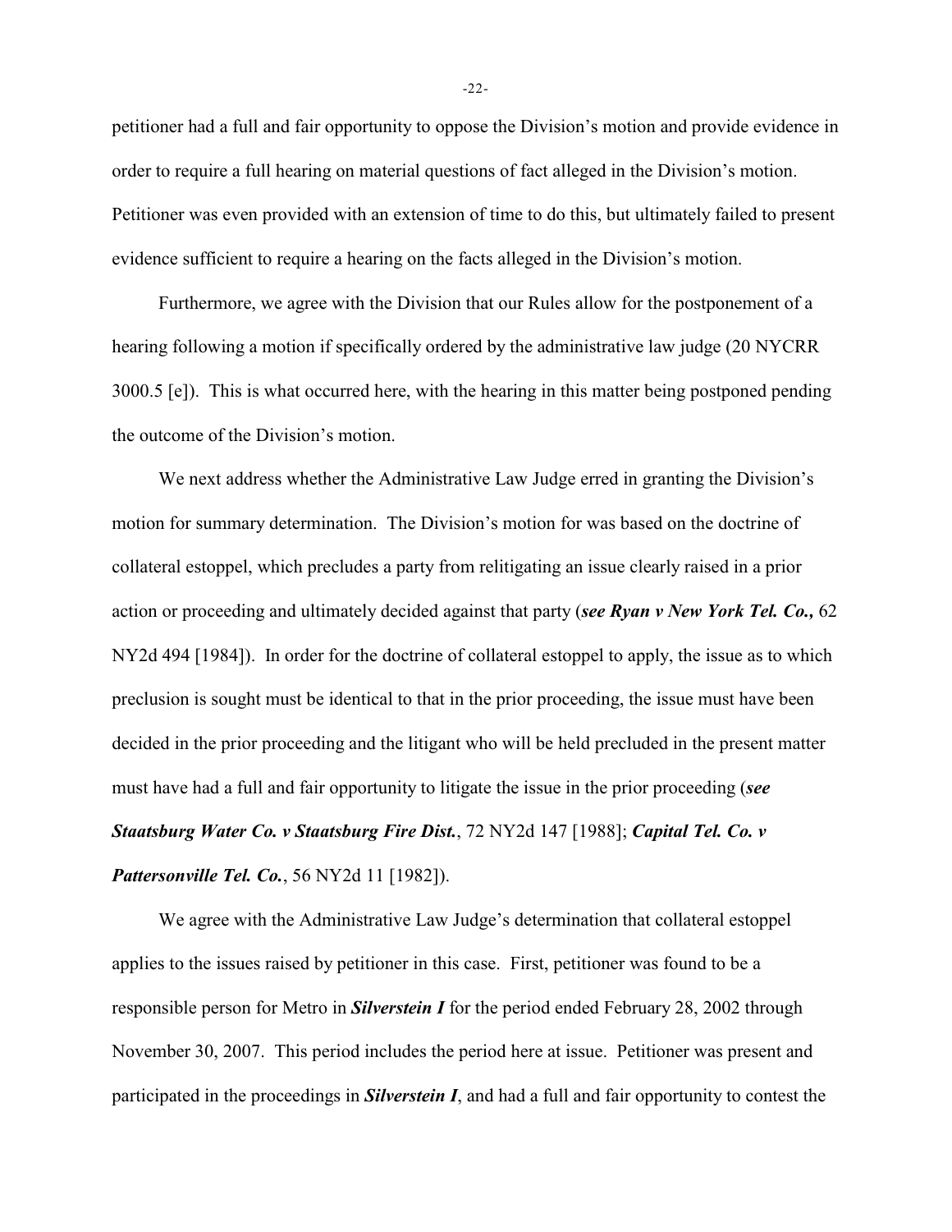petitioner had a full and fair opportunity to oppose the Division's motion and provide evidence in order to require a full hearing on material questions of fact alleged in the Division's motion. Petitioner was even provided with an extension of time to do this, but ultimately failed to present evidence sufficient to require a hearing on the facts alleged in the Division's motion.

Furthermore, we agree with the Division that our Rules allow for the postponement of a hearing following a motion if specifically ordered by the administrative law judge (20 NYCRR 3000.5 [e]). This is what occurred here, with the hearing in this matter being postponed pending the outcome of the Division's motion.

We next address whether the Administrative Law Judge erred in granting the Division's motion for summary determination. The Division's motion for was based on the doctrine of collateral estoppel, which precludes a party from relitigating an issue clearly raised in a prior action or proceeding and ultimately decided against that party (***see Ryan v New York Tel. Co.,*** 62 NY2d 494 [1984]). In order for the doctrine of collateral estoppel to apply, the issue as to which preclusion is sought must be identical to that in the prior proceeding, the issue must have been decided in the prior proceeding and the litigant who will be held precluded in the present matter must have had a full and fair opportunity to litigate the issue in the prior proceeding (***see Staatsburg Water Co. v Staatsburg Fire Dist.***, 72 NY2d 147 [1988]; ***Capital Tel. Co. v Pattersonville Tel. Co.***, 56 NY2d 11 [1982]).

We agree with the Administrative Law Judge's determination that collateral estoppel applies to the issues raised by petitioner in this case. First, petitioner was found to be a responsible person for Metro in ***Silverstein I*** for the period ended February 28, 2002 through November 30, 2007. This period includes the period here at issue. Petitioner was present and participated in the proceedings in ***Silverstein I***, and had a full and fair opportunity to contest the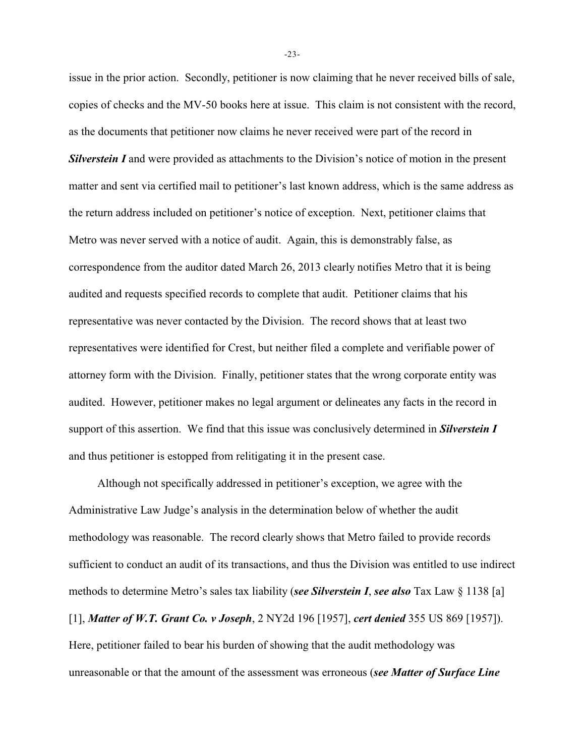issue in the prior action. Secondly, petitioner is now claiming that he never received bills of sale, copies of checks and the MV-50 books here at issue. This claim is not consistent with the record, as the documents that petitioner now claims he never received were part of the record in ***Silverstein I*** and were provided as attachments to the Division's notice of motion in the present matter and sent via certified mail to petitioner's last known address, which is the same address as the return address included on petitioner's notice of exception. Next, petitioner claims that Metro was never served with a notice of audit. Again, this is demonstrably false, as correspondence from the auditor dated March 26, 2013 clearly notifies Metro that it is being audited and requests specified records to complete that audit. Petitioner claims that his representative was never contacted by the Division. The record shows that at least two representatives were identified for Crest, but neither filed a complete and verifiable power of attorney form with the Division. Finally, petitioner states that the wrong corporate entity was audited. However, petitioner makes no legal argument or delineates any facts in the record in support of this assertion. We find that this issue was conclusively determined in ***Silverstein I*** and thus petitioner is estopped from relitigating it in the present case.

Although not specifically addressed in petitioner's exception, we agree with the Administrative Law Judge's analysis in the determination below of whether the audit methodology was reasonable. The record clearly shows that Metro failed to provide records sufficient to conduct an audit of its transactions, and thus the Division was entitled to use indirect methods to determine Metro's sales tax liability (***see Silverstein I***, ***see also*** Tax Law § 1138 [a] [1], ***Matter of W.T. Grant Co. v Joseph***, 2 NY2d 196 [1957], ***cert denied*** 355 US 869 [1957]). Here, petitioner failed to bear his burden of showing that the audit methodology was unreasonable or that the amount of the assessment was erroneous (***see Matter of Surface Line***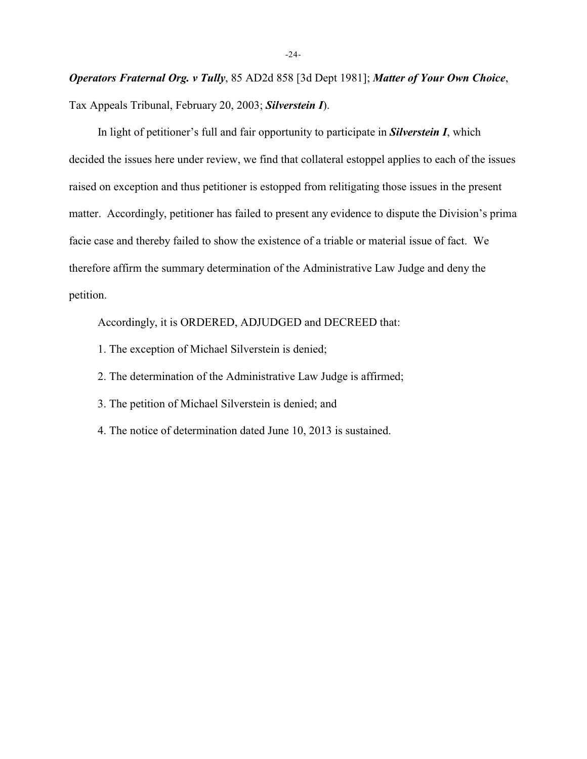***Operators Fraternal Org. v Tully***, 85 AD2d 858 [3d Dept 1981]; ***Matter of Your Own Choice***, Tax Appeals Tribunal, February 20, 2003; ***Silverstein I***).

In light of petitioner's full and fair opportunity to participate in ***Silverstein I***, which decided the issues here under review, we find that collateral estoppel applies to each of the issues raised on exception and thus petitioner is estopped from relitigating those issues in the present matter. Accordingly, petitioner has failed to present any evidence to dispute the Division's prima facie case and thereby failed to show the existence of a triable or material issue of fact. We therefore affirm the summary determination of the Administrative Law Judge and deny the petition.

Accordingly, it is ORDERED, ADJUDGED and DECREED that:

1. The exception of Michael Silverstein is denied;

2. The determination of the Administrative Law Judge is affirmed;

3. The petition of Michael Silverstein is denied; and

4. The notice of determination dated June 10, 2013 is sustained.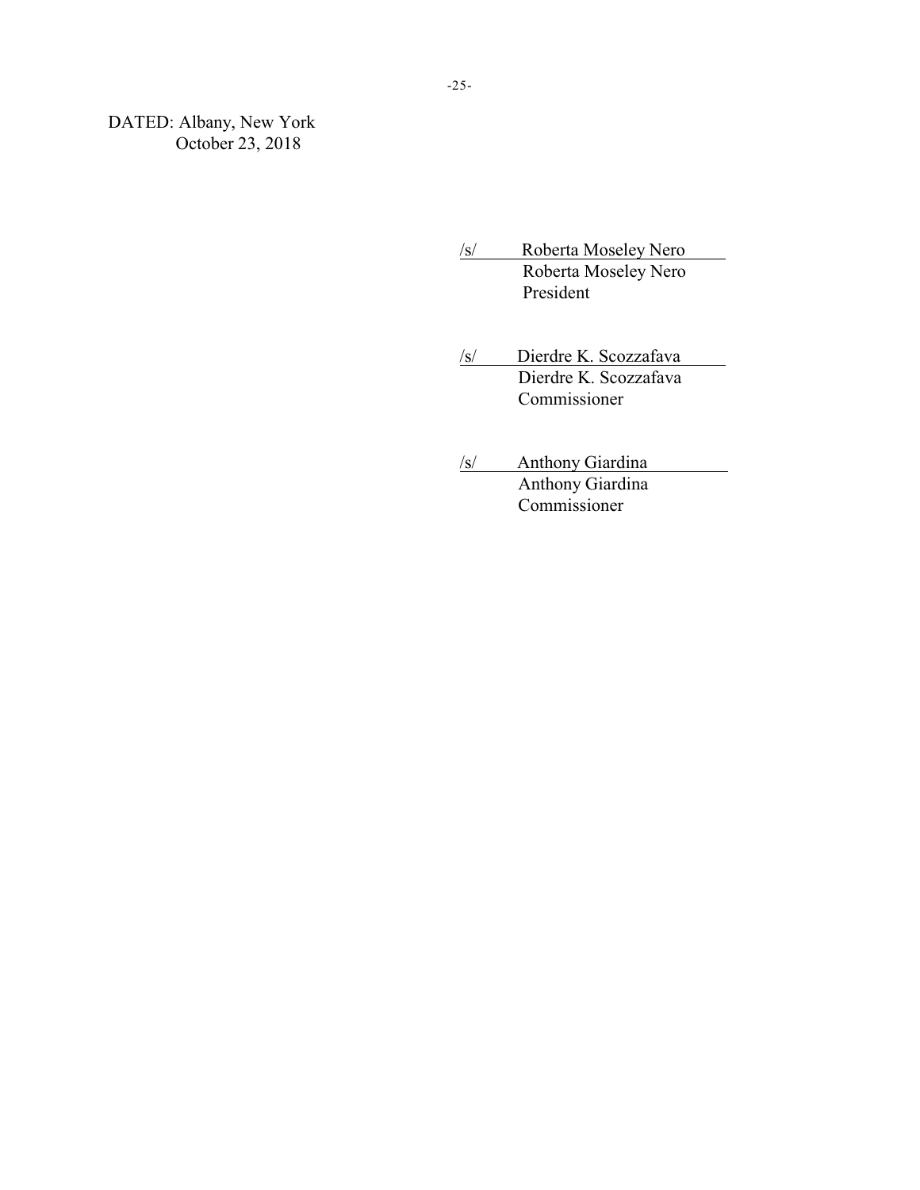DATED: Albany, New York
October 23, 2018

/s/ Roberta Moseley Nero
Roberta Moseley Nero
President

/s/ Dierdre K. Scozzafava
Dierdre K. Scozzafava
Commissioner

/s/ Anthony Giardina
Anthony Giardina
Commissioner